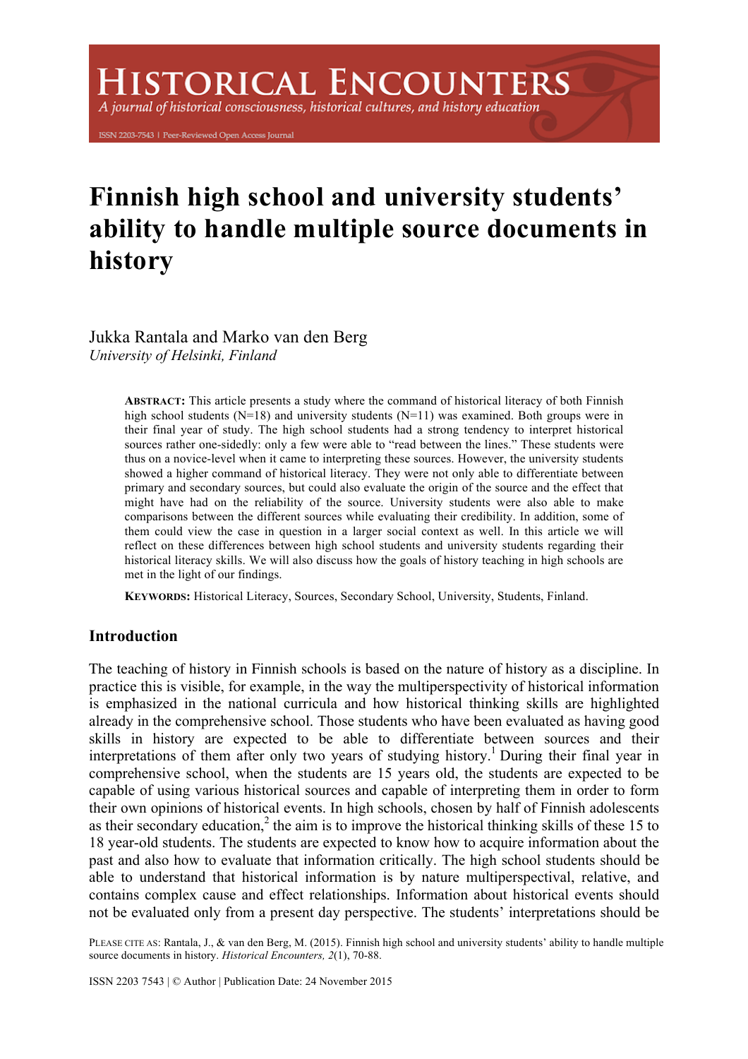# Finnish high school and university students' ability to handle multiple source documents in history

Jukka Rantala and Marko van den Berg
*University of Helsinki, Finland*

**ABSTRACT:** This article presents a study where the command of historical literacy of both Finnish high school students (N=18) and university students (N=11) was examined. Both groups were in their final year of study. The high school students had a strong tendency to interpret historical sources rather one-sidedly: only a few were able to "read between the lines." These students were thus on a novice-level when it came to interpreting these sources. However, the university students showed a higher command of historical literacy. They were not only able to differentiate between primary and secondary sources, but could also evaluate the origin of the source and the effect that might have had on the reliability of the source. University students were also able to make comparisons between the different sources while evaluating their credibility. In addition, some of them could view the case in question in a larger social context as well. In this article we will reflect on these differences between high school students and university students regarding their historical literacy skills. We will also discuss how the goals of history teaching in high schools are met in the light of our findings.

**KEYWORDS:** Historical Literacy, Sources, Secondary School, University, Students, Finland.

## Introduction

The teaching of history in Finnish schools is based on the nature of history as a discipline. In practice this is visible, for example, in the way the multiperspectivity of historical information is emphasized in the national curricula and how historical thinking skills are highlighted already in the comprehensive school. Those students who have been evaluated as having good skills in history are expected to be able to differentiate between sources and their interpretations of them after only two years of studying history.[1] During their final year in comprehensive school, when the students are 15 years old, the students are expected to be capable of using various historical sources and capable of interpreting them in order to form their own opinions of historical events. In high schools, chosen by half of Finnish adolescents as their secondary education,[2] the aim is to improve the historical thinking skills of these 15 to 18 year-old students. The students are expected to know how to acquire information about the past and also how to evaluate that information critically. The high school students should be able to understand that historical information is by nature multiperspectival, relative, and contains complex cause and effect relationships. Information about historical events should not be evaluated only from a present day perspective. The students' interpretations should be

PLEASE CITE AS: Rantala, J., & van den Berg, M. (2015). Finnish high school and university students' ability to handle multiple source documents in history. *Historical Encounters, 2*(1), 70-88.

ISSN 2203 7543 | © Author | Publication Date: 24 November 2015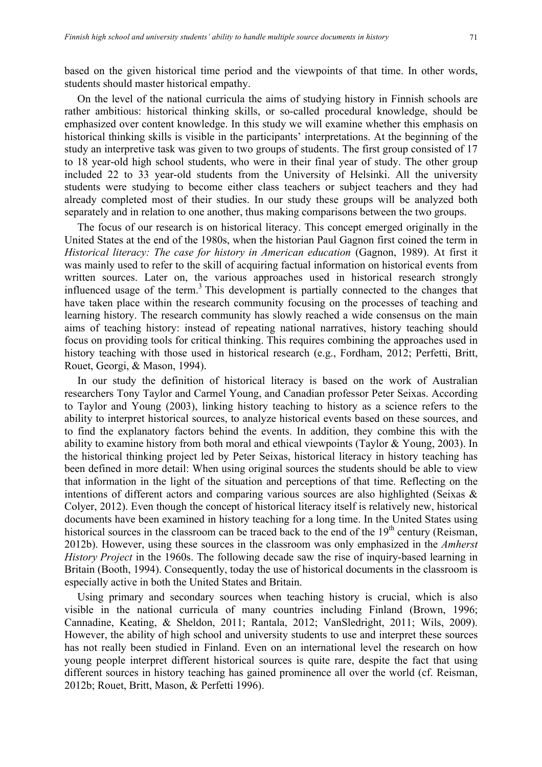based on the given historical time period and the viewpoints of that time. In other words, students should master historical empathy.

On the level of the national curricula the aims of studying history in Finnish schools are rather ambitious: historical thinking skills, or so-called procedural knowledge, should be emphasized over content knowledge. In this study we will examine whether this emphasis on historical thinking skills is visible in the participants' interpretations. At the beginning of the study an interpretive task was given to two groups of students. The first group consisted of 17 to 18 year-old high school students, who were in their final year of study. The other group included 22 to 33 year-old students from the University of Helsinki. All the university students were studying to become either class teachers or subject teachers and they had already completed most of their studies. In our study these groups will be analyzed both separately and in relation to one another, thus making comparisons between the two groups.

The focus of our research is on historical literacy. This concept emerged originally in the United States at the end of the 1980s, when the historian Paul Gagnon first coined the term in *Historical literacy: The case for history in American education* (Gagnon, 1989). At first it was mainly used to refer to the skill of acquiring factual information on historical events from written sources. Later on, the various approaches used in historical research strongly influenced usage of the term.[3] This development is partially connected to the changes that have taken place within the research community focusing on the processes of teaching and learning history. The research community has slowly reached a wide consensus on the main aims of teaching history: instead of repeating national narratives, history teaching should focus on providing tools for critical thinking. This requires combining the approaches used in history teaching with those used in historical research (e.g., Fordham, 2012; Perfetti, Britt, Rouet, Georgi, & Mason, 1994).

In our study the definition of historical literacy is based on the work of Australian researchers Tony Taylor and Carmel Young, and Canadian professor Peter Seixas. According to Taylor and Young (2003), linking history teaching to history as a science refers to the ability to interpret historical sources, to analyze historical events based on these sources, and to find the explanatory factors behind the events. In addition, they combine this with the ability to examine history from both moral and ethical viewpoints (Taylor & Young, 2003). In the historical thinking project led by Peter Seixas, historical literacy in history teaching has been defined in more detail: When using original sources the students should be able to view that information in the light of the situation and perceptions of that time. Reflecting on the intentions of different actors and comparing various sources are also highlighted (Seixas & Colyer, 2012). Even though the concept of historical literacy itself is relatively new, historical documents have been examined in history teaching for a long time. In the United States using historical sources in the classroom can be traced back to the end of the 19th century (Reisman, 2012b). However, using these sources in the classroom was only emphasized in the *Amherst History Project* in the 1960s. The following decade saw the rise of inquiry-based learning in Britain (Booth, 1994). Consequently, today the use of historical documents in the classroom is especially active in both the United States and Britain.

Using primary and secondary sources when teaching history is crucial, which is also visible in the national curricula of many countries including Finland (Brown, 1996; Cannadine, Keating, & Sheldon, 2011; Rantala, 2012; VanSledright, 2011; Wils, 2009). However, the ability of high school and university students to use and interpret these sources has not really been studied in Finland. Even on an international level the research on how young people interpret different historical sources is quite rare, despite the fact that using different sources in history teaching has gained prominence all over the world (cf. Reisman, 2012b; Rouet, Britt, Mason, & Perfetti 1996).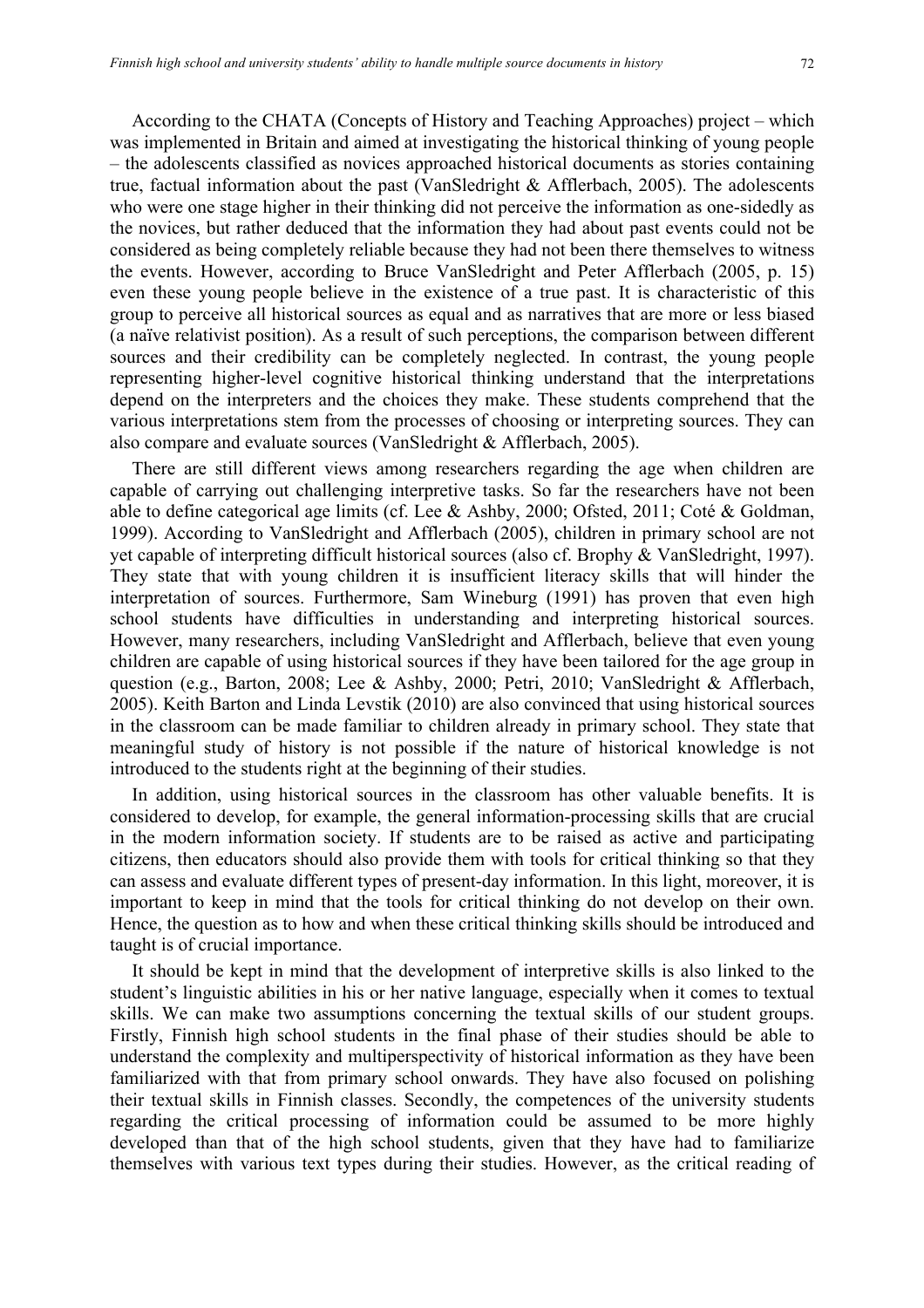According to the CHATA (Concepts of History and Teaching Approaches) project – which was implemented in Britain and aimed at investigating the historical thinking of young people – the adolescents classified as novices approached historical documents as stories containing true, factual information about the past (VanSledright & Afflerbach, 2005). The adolescents who were one stage higher in their thinking did not perceive the information as one-sidedly as the novices, but rather deduced that the information they had about past events could not be considered as being completely reliable because they had not been there themselves to witness the events. However, according to Bruce VanSledright and Peter Afflerbach (2005, p. 15) even these young people believe in the existence of a true past. It is characteristic of this group to perceive all historical sources as equal and as narratives that are more or less biased (a naïve relativist position). As a result of such perceptions, the comparison between different sources and their credibility can be completely neglected. In contrast, the young people representing higher-level cognitive historical thinking understand that the interpretations depend on the interpreters and the choices they make. These students comprehend that the various interpretations stem from the processes of choosing or interpreting sources. They can also compare and evaluate sources (VanSledright & Afflerbach, 2005).

There are still different views among researchers regarding the age when children are capable of carrying out challenging interpretive tasks. So far the researchers have not been able to define categorical age limits (cf. Lee & Ashby, 2000; Ofsted, 2011; Coté & Goldman, 1999). According to VanSledright and Afflerbach (2005), children in primary school are not yet capable of interpreting difficult historical sources (also cf. Brophy & VanSledright, 1997). They state that with young children it is insufficient literacy skills that will hinder the interpretation of sources. Furthermore, Sam Wineburg (1991) has proven that even high school students have difficulties in understanding and interpreting historical sources. However, many researchers, including VanSledright and Afflerbach, believe that even young children are capable of using historical sources if they have been tailored for the age group in question (e.g., Barton, 2008; Lee & Ashby, 2000; Petri, 2010; VanSledright & Afflerbach, 2005). Keith Barton and Linda Levstik (2010) are also convinced that using historical sources in the classroom can be made familiar to children already in primary school. They state that meaningful study of history is not possible if the nature of historical knowledge is not introduced to the students right at the beginning of their studies.

In addition, using historical sources in the classroom has other valuable benefits. It is considered to develop, for example, the general information-processing skills that are crucial in the modern information society. If students are to be raised as active and participating citizens, then educators should also provide them with tools for critical thinking so that they can assess and evaluate different types of present-day information. In this light, moreover, it is important to keep in mind that the tools for critical thinking do not develop on their own. Hence, the question as to how and when these critical thinking skills should be introduced and taught is of crucial importance.

It should be kept in mind that the development of interpretive skills is also linked to the student's linguistic abilities in his or her native language, especially when it comes to textual skills. We can make two assumptions concerning the textual skills of our student groups. Firstly, Finnish high school students in the final phase of their studies should be able to understand the complexity and multiperspectivity of historical information as they have been familiarized with that from primary school onwards. They have also focused on polishing their textual skills in Finnish classes. Secondly, the competences of the university students regarding the critical processing of information could be assumed to be more highly developed than that of the high school students, given that they have had to familiarize themselves with various text types during their studies. However, as the critical reading of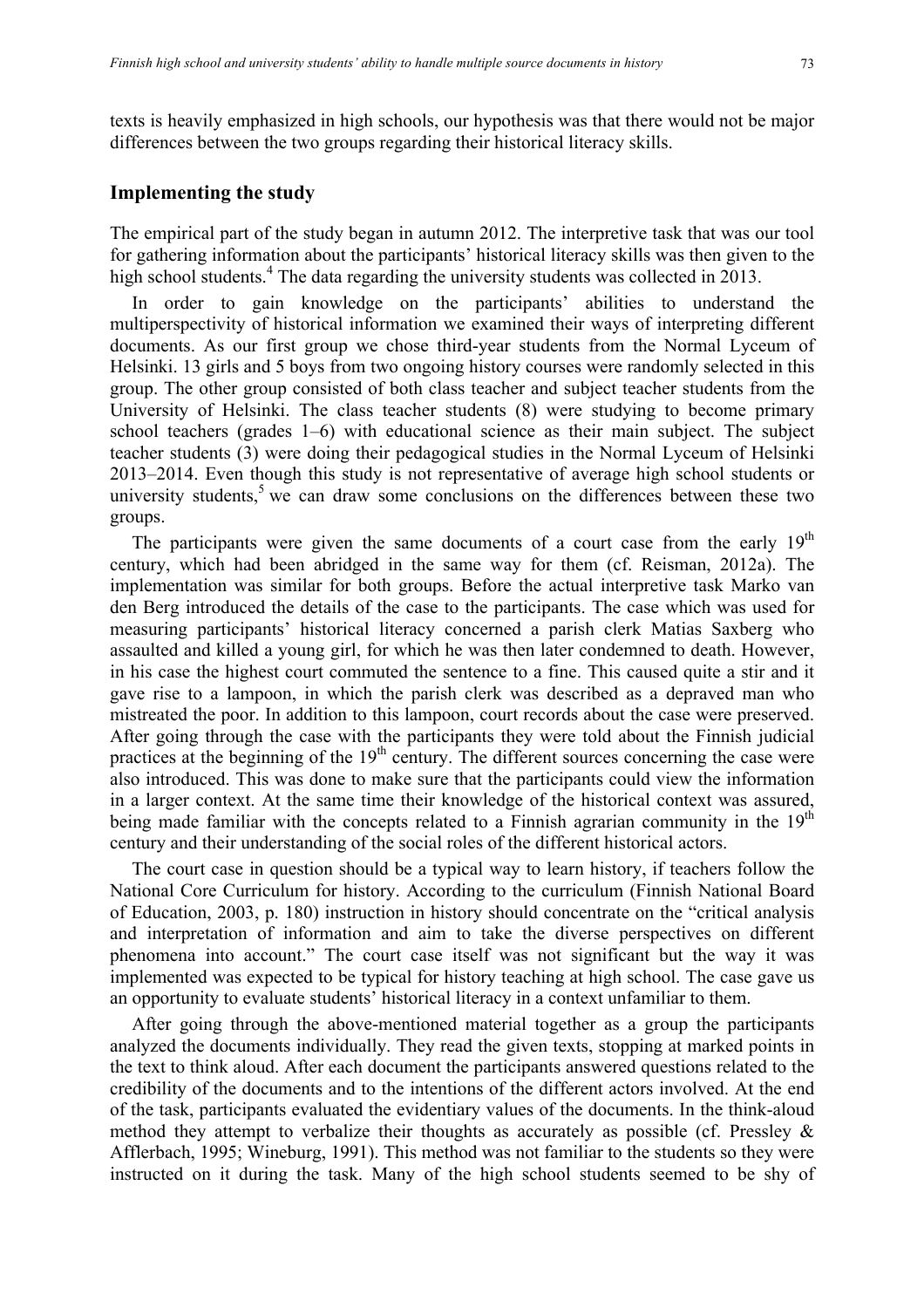texts is heavily emphasized in high schools, our hypothesis was that there would not be major differences between the two groups regarding their historical literacy skills.

## Implementing the study

The empirical part of the study began in autumn 2012. The interpretive task that was our tool for gathering information about the participants' historical literacy skills was then given to the high school students.[4] The data regarding the university students was collected in 2013.

In order to gain knowledge on the participants' abilities to understand the multiperspectivity of historical information we examined their ways of interpreting different documents. As our first group we chose third-year students from the Normal Lyceum of Helsinki. 13 girls and 5 boys from two ongoing history courses were randomly selected in this group. The other group consisted of both class teacher and subject teacher students from the University of Helsinki. The class teacher students (8) were studying to become primary school teachers (grades 1–6) with educational science as their main subject. The subject teacher students (3) were doing their pedagogical studies in the Normal Lyceum of Helsinki 2013–2014. Even though this study is not representative of average high school students or university students,[5] we can draw some conclusions on the differences between these two groups.

The participants were given the same documents of a court case from the early 19th century, which had been abridged in the same way for them (cf. Reisman, 2012a). The implementation was similar for both groups. Before the actual interpretive task Marko van den Berg introduced the details of the case to the participants. The case which was used for measuring participants' historical literacy concerned a parish clerk Matias Saxberg who assaulted and killed a young girl, for which he was then later condemned to death. However, in his case the highest court commuted the sentence to a fine. This caused quite a stir and it gave rise to a lampoon, in which the parish clerk was described as a depraved man who mistreated the poor. In addition to this lampoon, court records about the case were preserved. After going through the case with the participants they were told about the Finnish judicial practices at the beginning of the 19th century. The different sources concerning the case were also introduced. This was done to make sure that the participants could view the information in a larger context. At the same time their knowledge of the historical context was assured, being made familiar with the concepts related to a Finnish agrarian community in the 19th century and their understanding of the social roles of the different historical actors.

The court case in question should be a typical way to learn history, if teachers follow the National Core Curriculum for history. According to the curriculum (Finnish National Board of Education, 2003, p. 180) instruction in history should concentrate on the "critical analysis and interpretation of information and aim to take the diverse perspectives on different phenomena into account." The court case itself was not significant but the way it was implemented was expected to be typical for history teaching at high school. The case gave us an opportunity to evaluate students' historical literacy in a context unfamiliar to them.

After going through the above-mentioned material together as a group the participants analyzed the documents individually. They read the given texts, stopping at marked points in the text to think aloud. After each document the participants answered questions related to the credibility of the documents and to the intentions of the different actors involved. At the end of the task, participants evaluated the evidentiary values of the documents. In the think-aloud method they attempt to verbalize their thoughts as accurately as possible (cf. Pressley & Afflerbach, 1995; Wineburg, 1991). This method was not familiar to the students so they were instructed on it during the task. Many of the high school students seemed to be shy of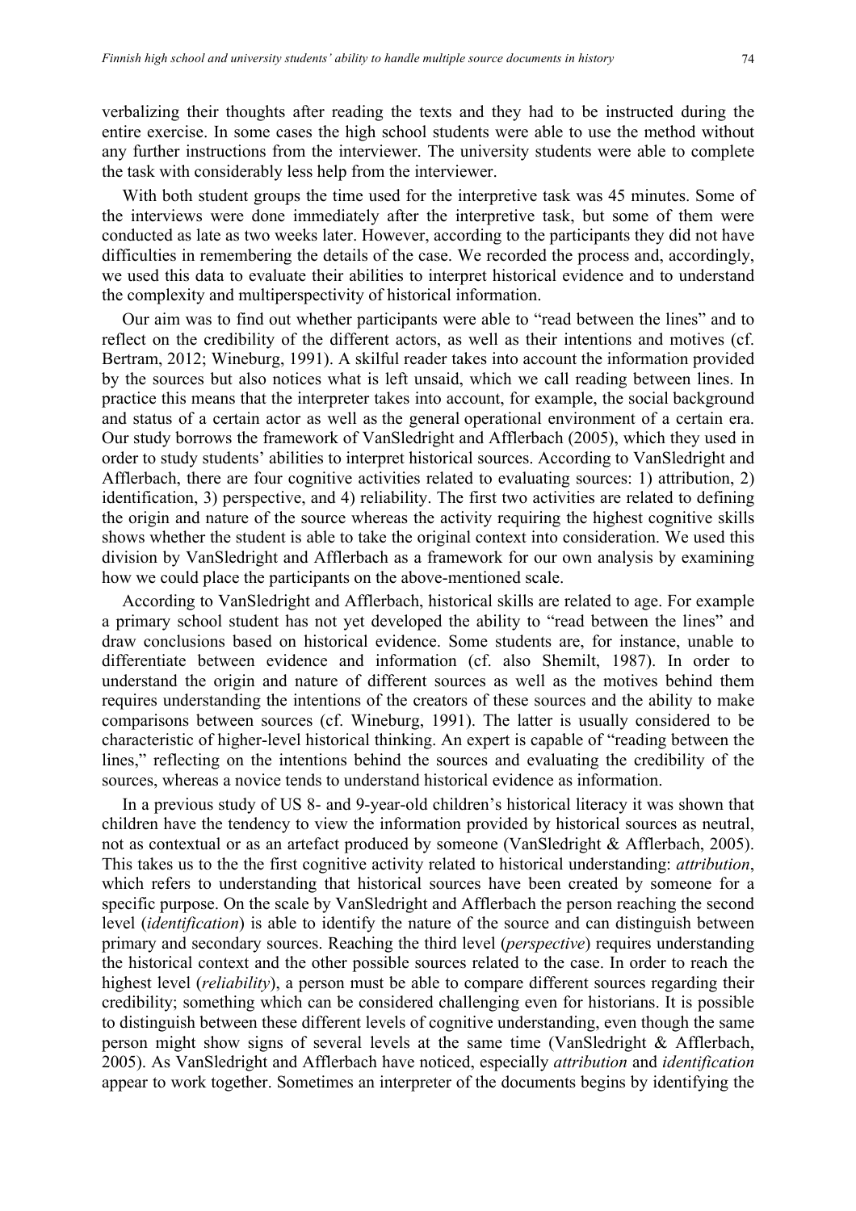verbalizing their thoughts after reading the texts and they had to be instructed during the entire exercise. In some cases the high school students were able to use the method without any further instructions from the interviewer. The university students were able to complete the task with considerably less help from the interviewer.

With both student groups the time used for the interpretive task was 45 minutes. Some of the interviews were done immediately after the interpretive task, but some of them were conducted as late as two weeks later. However, according to the participants they did not have difficulties in remembering the details of the case. We recorded the process and, accordingly, we used this data to evaluate their abilities to interpret historical evidence and to understand the complexity and multiperspectivity of historical information.

Our aim was to find out whether participants were able to "read between the lines" and to reflect on the credibility of the different actors, as well as their intentions and motives (cf. Bertram, 2012; Wineburg, 1991). A skilful reader takes into account the information provided by the sources but also notices what is left unsaid, which we call reading between lines. In practice this means that the interpreter takes into account, for example, the social background and status of a certain actor as well as the general operational environment of a certain era. Our study borrows the framework of VanSledright and Afflerbach (2005), which they used in order to study students' abilities to interpret historical sources. According to VanSledright and Afflerbach, there are four cognitive activities related to evaluating sources: 1) attribution, 2) identification, 3) perspective, and 4) reliability. The first two activities are related to defining the origin and nature of the source whereas the activity requiring the highest cognitive skills shows whether the student is able to take the original context into consideration. We used this division by VanSledright and Afflerbach as a framework for our own analysis by examining how we could place the participants on the above-mentioned scale.

According to VanSledright and Afflerbach, historical skills are related to age. For example a primary school student has not yet developed the ability to "read between the lines" and draw conclusions based on historical evidence. Some students are, for instance, unable to differentiate between evidence and information (cf. also Shemilt, 1987). In order to understand the origin and nature of different sources as well as the motives behind them requires understanding the intentions of the creators of these sources and the ability to make comparisons between sources (cf. Wineburg, 1991). The latter is usually considered to be characteristic of higher-level historical thinking. An expert is capable of "reading between the lines," reflecting on the intentions behind the sources and evaluating the credibility of the sources, whereas a novice tends to understand historical evidence as information.

In a previous study of US 8- and 9-year-old children's historical literacy it was shown that children have the tendency to view the information provided by historical sources as neutral, not as contextual or as an artefact produced by someone (VanSledright & Afflerbach, 2005). This takes us to the the first cognitive activity related to historical understanding: *attribution*, which refers to understanding that historical sources have been created by someone for a specific purpose. On the scale by VanSledright and Afflerbach the person reaching the second level (*identification*) is able to identify the nature of the source and can distinguish between primary and secondary sources. Reaching the third level (*perspective*) requires understanding the historical context and the other possible sources related to the case. In order to reach the highest level (*reliability*), a person must be able to compare different sources regarding their credibility; something which can be considered challenging even for historians. It is possible to distinguish between these different levels of cognitive understanding, even though the same person might show signs of several levels at the same time (VanSledright & Afflerbach, 2005). As VanSledright and Afflerbach have noticed, especially *attribution* and *identification* appear to work together. Sometimes an interpreter of the documents begins by identifying the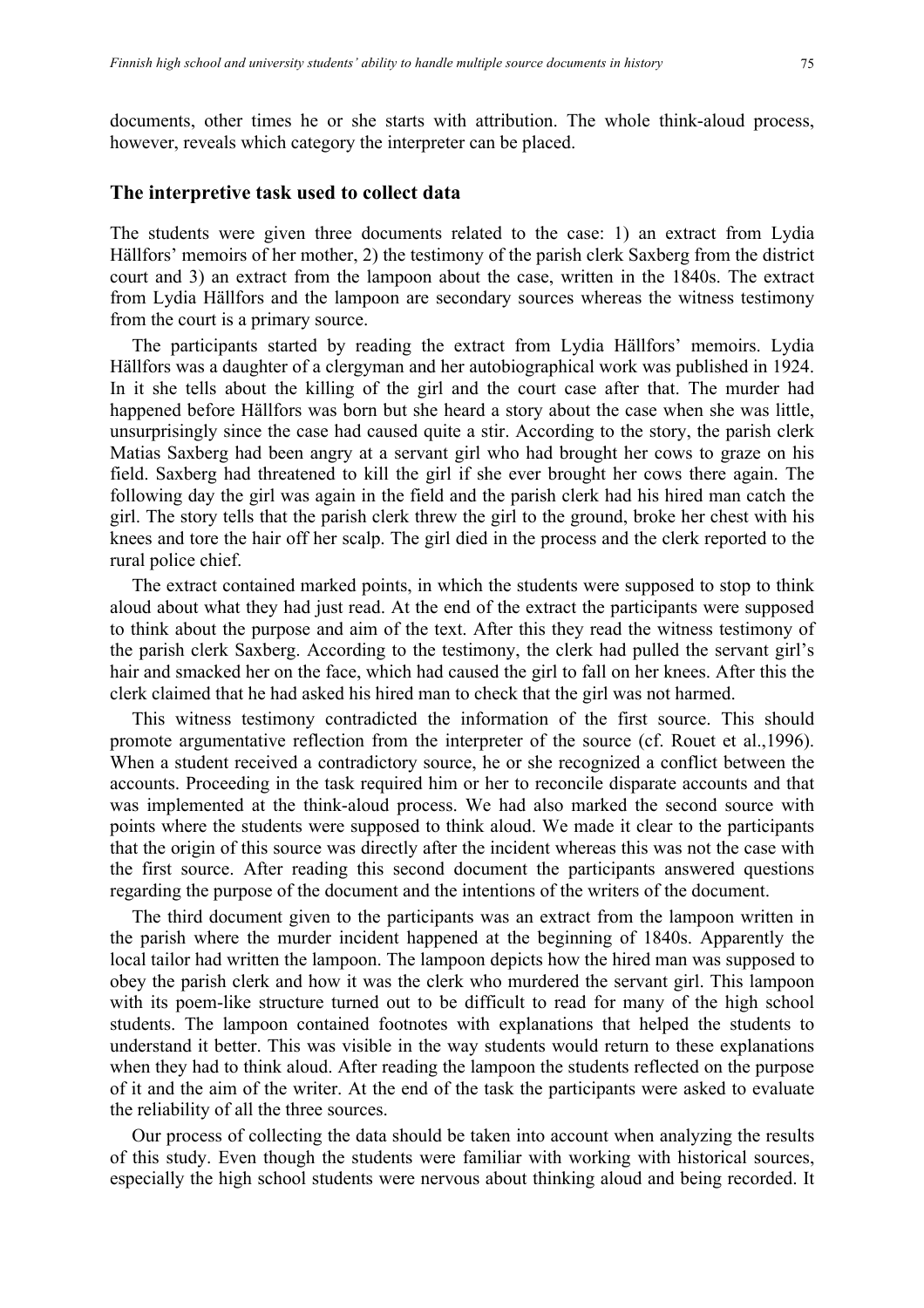documents, other times he or she starts with attribution. The whole think-aloud process, however, reveals which category the interpreter can be placed.

## The interpretive task used to collect data

The students were given three documents related to the case: 1) an extract from Lydia Hällfors' memoirs of her mother, 2) the testimony of the parish clerk Saxberg from the district court and 3) an extract from the lampoon about the case, written in the 1840s. The extract from Lydia Hällfors and the lampoon are secondary sources whereas the witness testimony from the court is a primary source.

The participants started by reading the extract from Lydia Hällfors' memoirs. Lydia Hällfors was a daughter of a clergyman and her autobiographical work was published in 1924. In it she tells about the killing of the girl and the court case after that. The murder had happened before Hällfors was born but she heard a story about the case when she was little, unsurprisingly since the case had caused quite a stir. According to the story, the parish clerk Matias Saxberg had been angry at a servant girl who had brought her cows to graze on his field. Saxberg had threatened to kill the girl if she ever brought her cows there again. The following day the girl was again in the field and the parish clerk had his hired man catch the girl. The story tells that the parish clerk threw the girl to the ground, broke her chest with his knees and tore the hair off her scalp. The girl died in the process and the clerk reported to the rural police chief.

The extract contained marked points, in which the students were supposed to stop to think aloud about what they had just read. At the end of the extract the participants were supposed to think about the purpose and aim of the text. After this they read the witness testimony of the parish clerk Saxberg. According to the testimony, the clerk had pulled the servant girl's hair and smacked her on the face, which had caused the girl to fall on her knees. After this the clerk claimed that he had asked his hired man to check that the girl was not harmed.

This witness testimony contradicted the information of the first source. This should promote argumentative reflection from the interpreter of the source (cf. Rouet et al.,1996). When a student received a contradictory source, he or she recognized a conflict between the accounts. Proceeding in the task required him or her to reconcile disparate accounts and that was implemented at the think-aloud process. We had also marked the second source with points where the students were supposed to think aloud. We made it clear to the participants that the origin of this source was directly after the incident whereas this was not the case with the first source. After reading this second document the participants answered questions regarding the purpose of the document and the intentions of the writers of the document.

The third document given to the participants was an extract from the lampoon written in the parish where the murder incident happened at the beginning of 1840s. Apparently the local tailor had written the lampoon. The lampoon depicts how the hired man was supposed to obey the parish clerk and how it was the clerk who murdered the servant girl. This lampoon with its poem-like structure turned out to be difficult to read for many of the high school students. The lampoon contained footnotes with explanations that helped the students to understand it better. This was visible in the way students would return to these explanations when they had to think aloud. After reading the lampoon the students reflected on the purpose of it and the aim of the writer. At the end of the task the participants were asked to evaluate the reliability of all the three sources.

Our process of collecting the data should be taken into account when analyzing the results of this study. Even though the students were familiar with working with historical sources, especially the high school students were nervous about thinking aloud and being recorded. It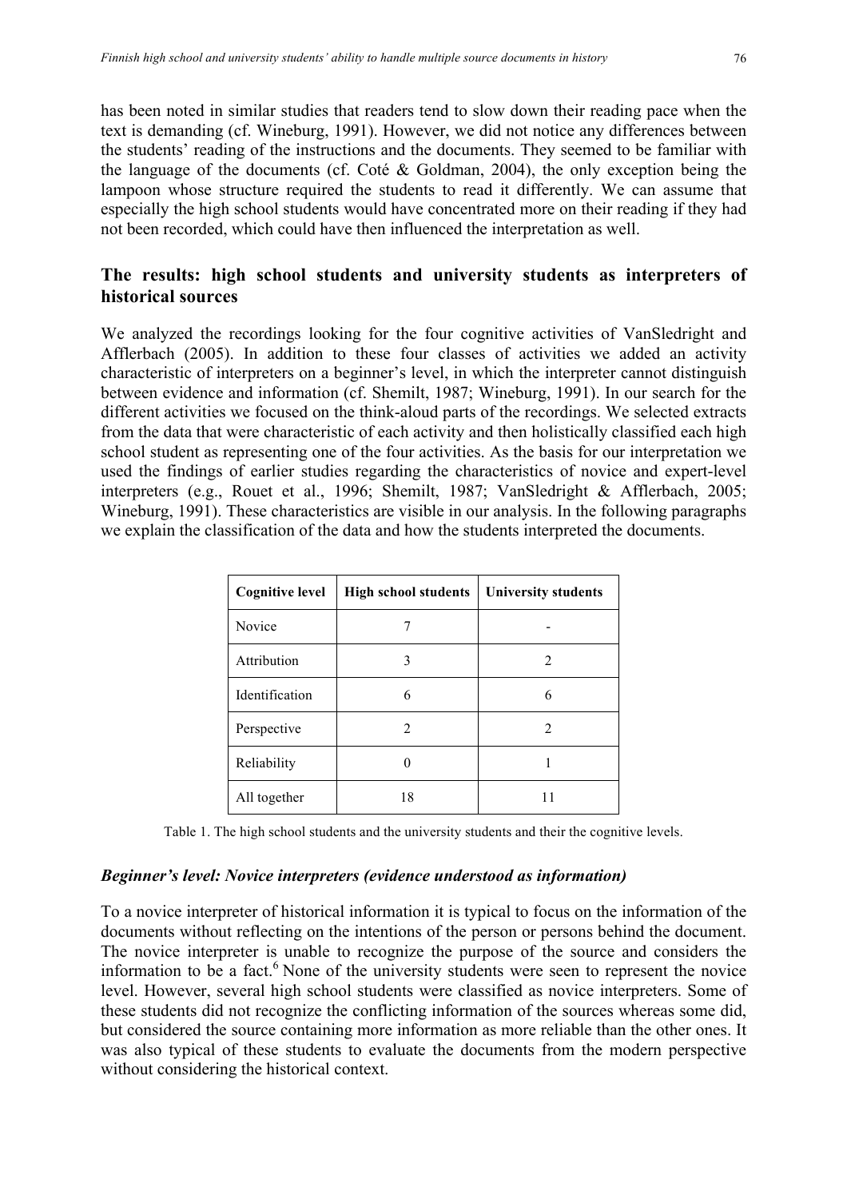has been noted in similar studies that readers tend to slow down their reading pace when the text is demanding (cf. Wineburg, 1991). However, we did not notice any differences between the students' reading of the instructions and the documents. They seemed to be familiar with the language of the documents (cf. Coté & Goldman, 2004), the only exception being the lampoon whose structure required the students to read it differently. We can assume that especially the high school students would have concentrated more on their reading if they had not been recorded, which could have then influenced the interpretation as well.

## The results: high school students and university students as interpreters of historical sources

We analyzed the recordings looking for the four cognitive activities of VanSledright and Afflerbach (2005). In addition to these four classes of activities we added an activity characteristic of interpreters on a beginner's level, in which the interpreter cannot distinguish between evidence and information (cf. Shemilt, 1987; Wineburg, 1991). In our search for the different activities we focused on the think-aloud parts of the recordings. We selected extracts from the data that were characteristic of each activity and then holistically classified each high school student as representing one of the four activities. As the basis for our interpretation we used the findings of earlier studies regarding the characteristics of novice and expert-level interpreters (e.g., Rouet et al., 1996; Shemilt, 1987; VanSledright & Afflerbach, 2005; Wineburg, 1991). These characteristics are visible in our analysis. In the following paragraphs we explain the classification of the data and how the students interpreted the documents.

| Cognitive level | High school students | University students |
|---|---|---|
| Novice | 7 | - |
| Attribution | 3 | 2 |
| Identification | 6 | 6 |
| Perspective | 2 | 2 |
| Reliability | 0 | 1 |
| All together | 18 | 11 |

Table 1. The high school students and the university students and their the cognitive levels.

### *Beginner's level: Novice interpreters (evidence understood as information)*

To a novice interpreter of historical information it is typical to focus on the information of the documents without reflecting on the intentions of the person or persons behind the document. The novice interpreter is unable to recognize the purpose of the source and considers the information to be a fact.[6] None of the university students were seen to represent the novice level. However, several high school students were classified as novice interpreters. Some of these students did not recognize the conflicting information of the sources whereas some did, but considered the source containing more information as more reliable than the other ones. It was also typical of these students to evaluate the documents from the modern perspective without considering the historical context.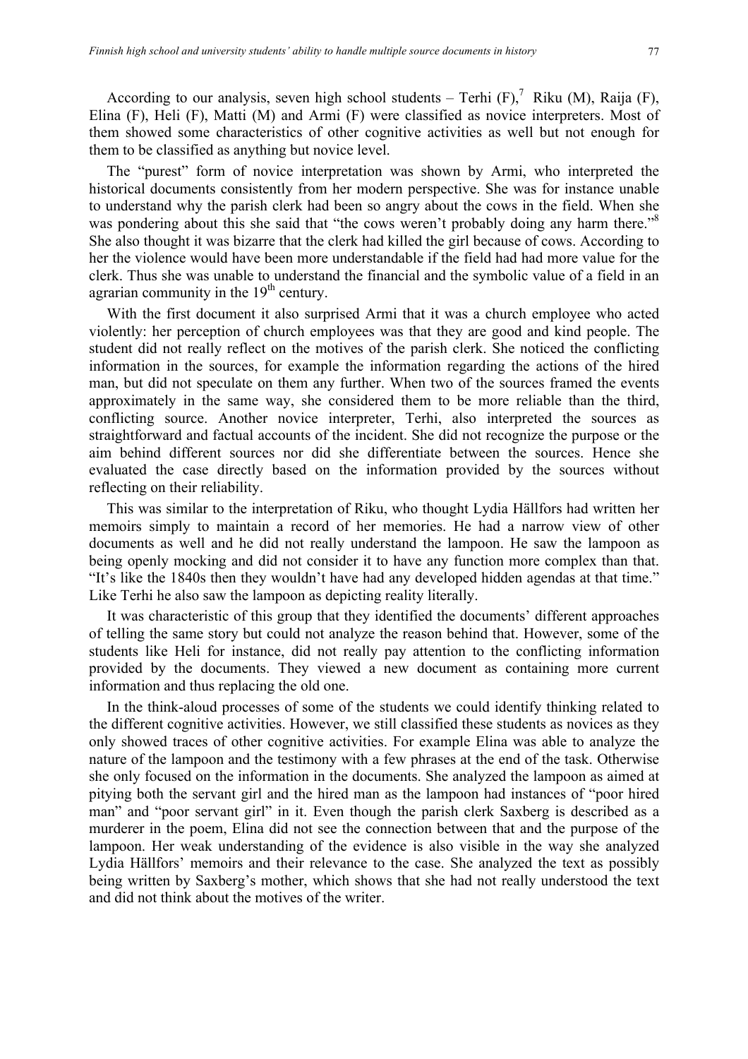According to our analysis, seven high school students – Terhi (F),[7] Riku (M), Raija (F), Elina (F), Heli (F), Matti (M) and Armi (F) were classified as novice interpreters. Most of them showed some characteristics of other cognitive activities as well but not enough for them to be classified as anything but novice level.

The "purest" form of novice interpretation was shown by Armi, who interpreted the historical documents consistently from her modern perspective. She was for instance unable to understand why the parish clerk had been so angry about the cows in the field. When she was pondering about this she said that "the cows weren't probably doing any harm there."[8] She also thought it was bizarre that the clerk had killed the girl because of cows. According to her the violence would have been more understandable if the field had had more value for the clerk. Thus she was unable to understand the financial and the symbolic value of a field in an agrarian community in the 19th century.

With the first document it also surprised Armi that it was a church employee who acted violently: her perception of church employees was that they are good and kind people. The student did not really reflect on the motives of the parish clerk. She noticed the conflicting information in the sources, for example the information regarding the actions of the hired man, but did not speculate on them any further. When two of the sources framed the events approximately in the same way, she considered them to be more reliable than the third, conflicting source. Another novice interpreter, Terhi, also interpreted the sources as straightforward and factual accounts of the incident. She did not recognize the purpose or the aim behind different sources nor did she differentiate between the sources. Hence she evaluated the case directly based on the information provided by the sources without reflecting on their reliability.

This was similar to the interpretation of Riku, who thought Lydia Hällfors had written her memoirs simply to maintain a record of her memories. He had a narrow view of other documents as well and he did not really understand the lampoon. He saw the lampoon as being openly mocking and did not consider it to have any function more complex than that. "It's like the 1840s then they wouldn't have had any developed hidden agendas at that time." Like Terhi he also saw the lampoon as depicting reality literally.

It was characteristic of this group that they identified the documents' different approaches of telling the same story but could not analyze the reason behind that. However, some of the students like Heli for instance, did not really pay attention to the conflicting information provided by the documents. They viewed a new document as containing more current information and thus replacing the old one.

In the think-aloud processes of some of the students we could identify thinking related to the different cognitive activities. However, we still classified these students as novices as they only showed traces of other cognitive activities. For example Elina was able to analyze the nature of the lampoon and the testimony with a few phrases at the end of the task. Otherwise she only focused on the information in the documents. She analyzed the lampoon as aimed at pitying both the servant girl and the hired man as the lampoon had instances of "poor hired man" and "poor servant girl" in it. Even though the parish clerk Saxberg is described as a murderer in the poem, Elina did not see the connection between that and the purpose of the lampoon. Her weak understanding of the evidence is also visible in the way she analyzed Lydia Hällfors' memoirs and their relevance to the case. She analyzed the text as possibly being written by Saxberg's mother, which shows that she had not really understood the text and did not think about the motives of the writer.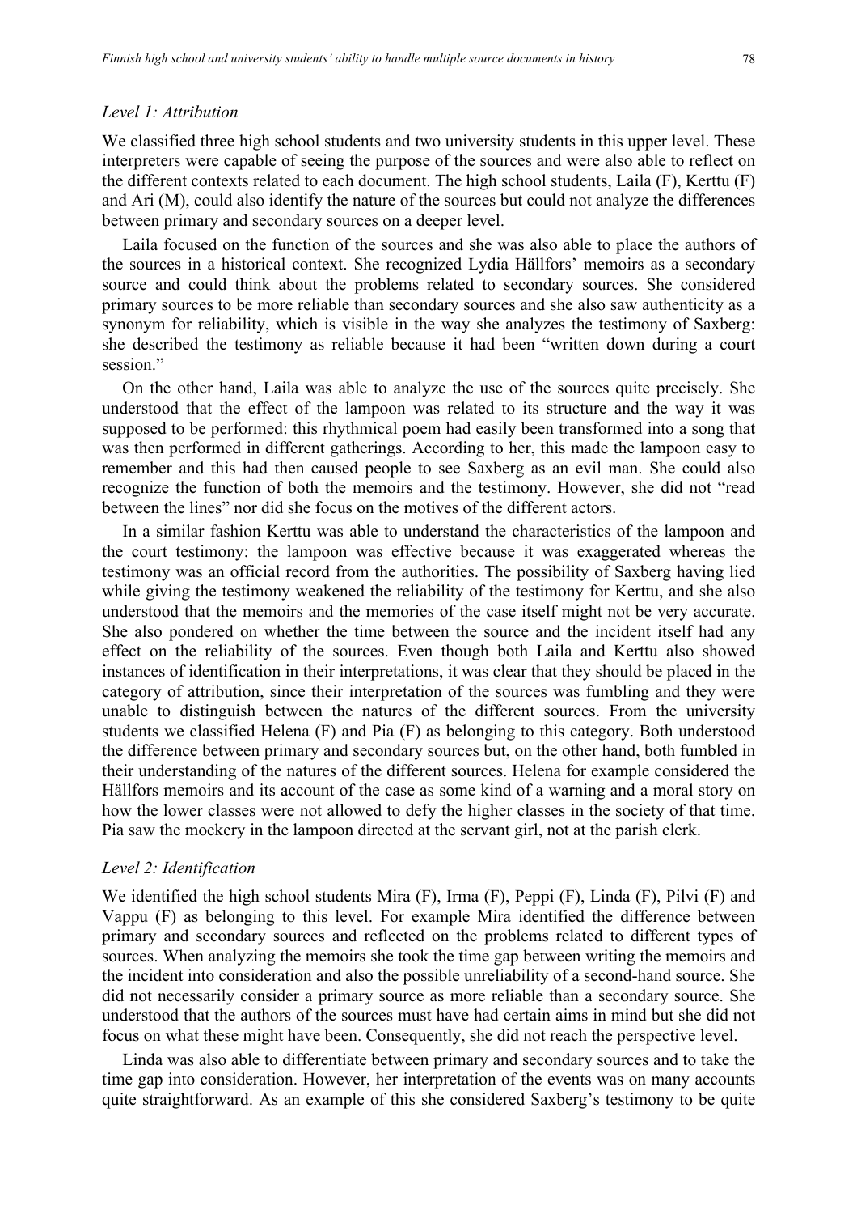### *Level 1: Attribution*

We classified three high school students and two university students in this upper level. These interpreters were capable of seeing the purpose of the sources and were also able to reflect on the different contexts related to each document. The high school students, Laila (F), Kerttu (F) and Ari (M), could also identify the nature of the sources but could not analyze the differences between primary and secondary sources on a deeper level.

Laila focused on the function of the sources and she was also able to place the authors of the sources in a historical context. She recognized Lydia Hällfors' memoirs as a secondary source and could think about the problems related to secondary sources. She considered primary sources to be more reliable than secondary sources and she also saw authenticity as a synonym for reliability, which is visible in the way she analyzes the testimony of Saxberg: she described the testimony as reliable because it had been "written down during a court session."

On the other hand, Laila was able to analyze the use of the sources quite precisely. She understood that the effect of the lampoon was related to its structure and the way it was supposed to be performed: this rhythmical poem had easily been transformed into a song that was then performed in different gatherings. According to her, this made the lampoon easy to remember and this had then caused people to see Saxberg as an evil man. She could also recognize the function of both the memoirs and the testimony. However, she did not "read between the lines" nor did she focus on the motives of the different actors.

In a similar fashion Kerttu was able to understand the characteristics of the lampoon and the court testimony: the lampoon was effective because it was exaggerated whereas the testimony was an official record from the authorities. The possibility of Saxberg having lied while giving the testimony weakened the reliability of the testimony for Kerttu, and she also understood that the memoirs and the memories of the case itself might not be very accurate. She also pondered on whether the time between the source and the incident itself had any effect on the reliability of the sources. Even though both Laila and Kerttu also showed instances of identification in their interpretations, it was clear that they should be placed in the category of attribution, since their interpretation of the sources was fumbling and they were unable to distinguish between the natures of the different sources. From the university students we classified Helena (F) and Pia (F) as belonging to this category. Both understood the difference between primary and secondary sources but, on the other hand, both fumbled in their understanding of the natures of the different sources. Helena for example considered the Hällfors memoirs and its account of the case as some kind of a warning and a moral story on how the lower classes were not allowed to defy the higher classes in the society of that time. Pia saw the mockery in the lampoon directed at the servant girl, not at the parish clerk.

### *Level 2: Identification*

We identified the high school students Mira (F), Irma (F), Peppi (F), Linda (F), Pilvi (F) and Vappu (F) as belonging to this level. For example Mira identified the difference between primary and secondary sources and reflected on the problems related to different types of sources. When analyzing the memoirs she took the time gap between writing the memoirs and the incident into consideration and also the possible unreliability of a second-hand source. She did not necessarily consider a primary source as more reliable than a secondary source. She understood that the authors of the sources must have had certain aims in mind but she did not focus on what these might have been. Consequently, she did not reach the perspective level.

Linda was also able to differentiate between primary and secondary sources and to take the time gap into consideration. However, her interpretation of the events was on many accounts quite straightforward. As an example of this she considered Saxberg's testimony to be quite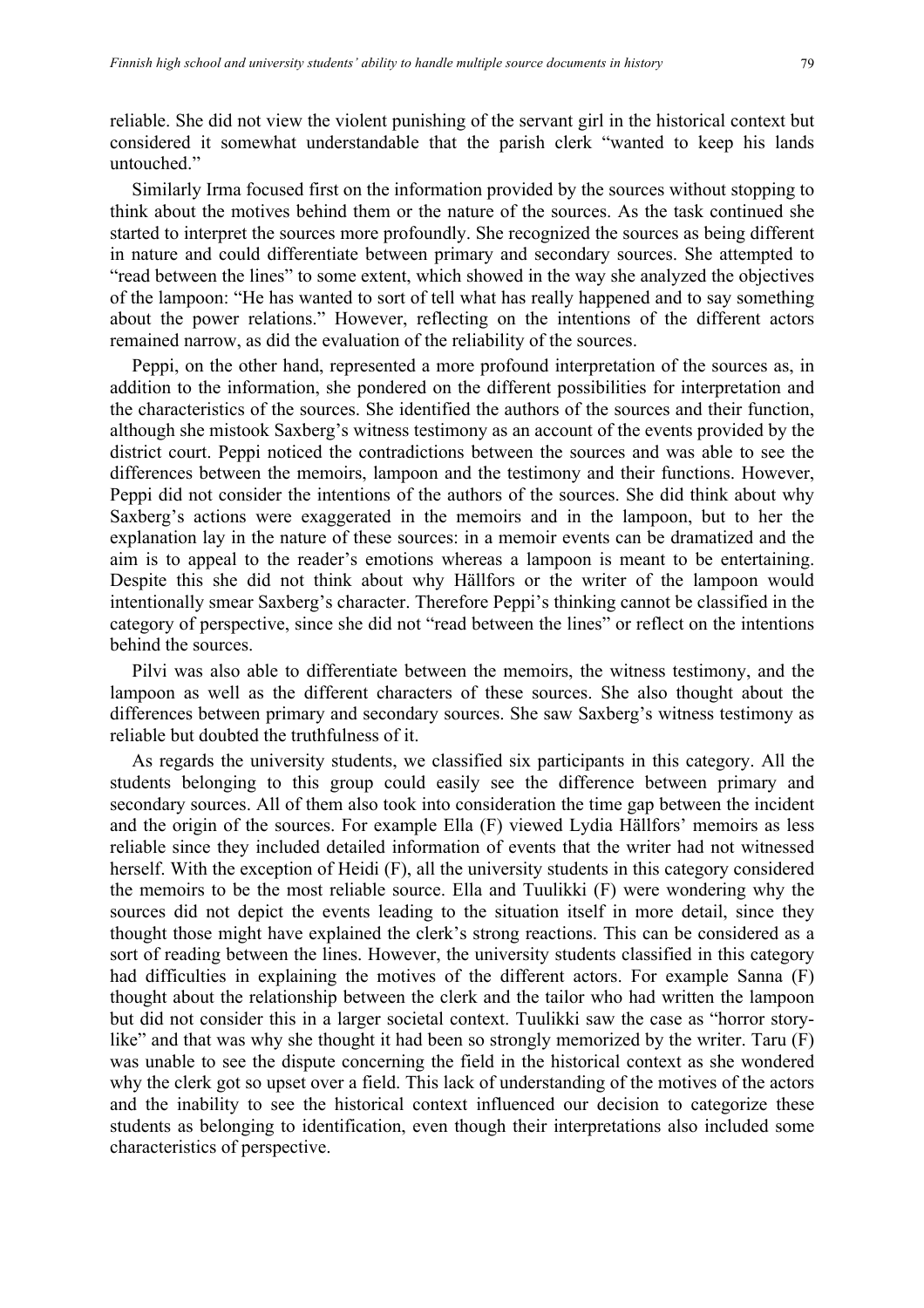reliable. She did not view the violent punishing of the servant girl in the historical context but considered it somewhat understandable that the parish clerk "wanted to keep his lands untouched."

Similarly Irma focused first on the information provided by the sources without stopping to think about the motives behind them or the nature of the sources. As the task continued she started to interpret the sources more profoundly. She recognized the sources as being different in nature and could differentiate between primary and secondary sources. She attempted to "read between the lines" to some extent, which showed in the way she analyzed the objectives of the lampoon: "He has wanted to sort of tell what has really happened and to say something about the power relations." However, reflecting on the intentions of the different actors remained narrow, as did the evaluation of the reliability of the sources.

Peppi, on the other hand, represented a more profound interpretation of the sources as, in addition to the information, she pondered on the different possibilities for interpretation and the characteristics of the sources. She identified the authors of the sources and their function, although she mistook Saxberg's witness testimony as an account of the events provided by the district court. Peppi noticed the contradictions between the sources and was able to see the differences between the memoirs, lampoon and the testimony and their functions. However, Peppi did not consider the intentions of the authors of the sources. She did think about why Saxberg's actions were exaggerated in the memoirs and in the lampoon, but to her the explanation lay in the nature of these sources: in a memoir events can be dramatized and the aim is to appeal to the reader's emotions whereas a lampoon is meant to be entertaining. Despite this she did not think about why Hällfors or the writer of the lampoon would intentionally smear Saxberg's character. Therefore Peppi's thinking cannot be classified in the category of perspective, since she did not "read between the lines" or reflect on the intentions behind the sources.

Pilvi was also able to differentiate between the memoirs, the witness testimony, and the lampoon as well as the different characters of these sources. She also thought about the differences between primary and secondary sources. She saw Saxberg's witness testimony as reliable but doubted the truthfulness of it.

As regards the university students, we classified six participants in this category. All the students belonging to this group could easily see the difference between primary and secondary sources. All of them also took into consideration the time gap between the incident and the origin of the sources. For example Ella (F) viewed Lydia Hällfors' memoirs as less reliable since they included detailed information of events that the writer had not witnessed herself. With the exception of Heidi (F), all the university students in this category considered the memoirs to be the most reliable source. Ella and Tuulikki (F) were wondering why the sources did not depict the events leading to the situation itself in more detail, since they thought those might have explained the clerk's strong reactions. This can be considered as a sort of reading between the lines. However, the university students classified in this category had difficulties in explaining the motives of the different actors. For example Sanna (F) thought about the relationship between the clerk and the tailor who had written the lampoon but did not consider this in a larger societal context. Tuulikki saw the case as "horror story-like" and that was why she thought it had been so strongly memorized by the writer. Taru (F) was unable to see the dispute concerning the field in the historical context as she wondered why the clerk got so upset over a field. This lack of understanding of the motives of the actors and the inability to see the historical context influenced our decision to categorize these students as belonging to identification, even though their interpretations also included some characteristics of perspective.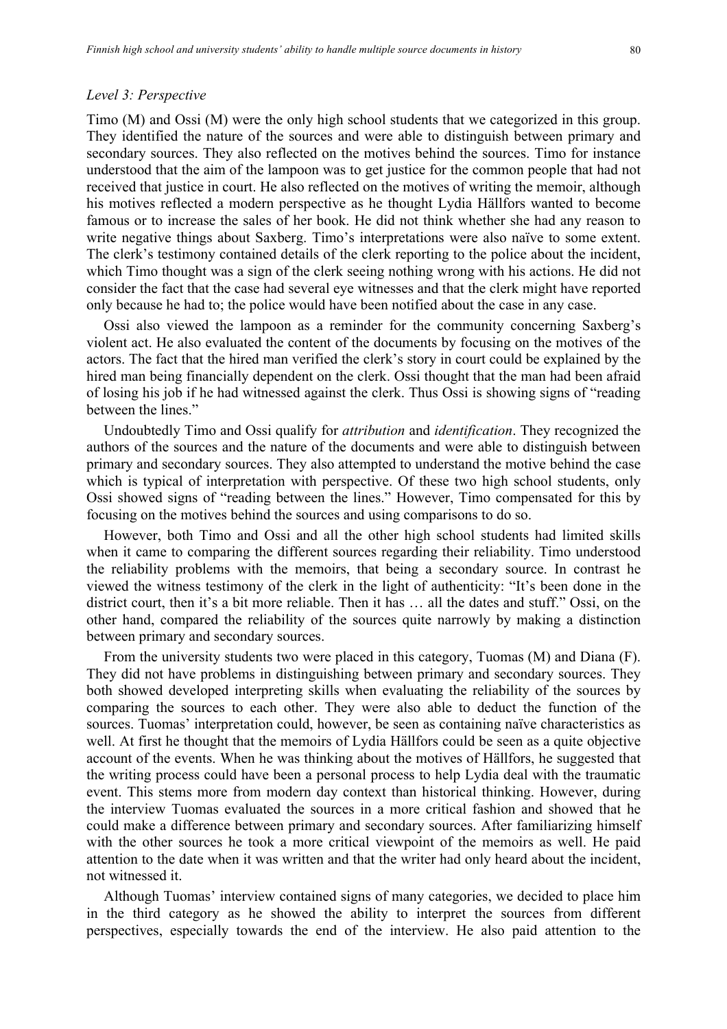### *Level 3: Perspective*

Timo (M) and Ossi (M) were the only high school students that we categorized in this group. They identified the nature of the sources and were able to distinguish between primary and secondary sources. They also reflected on the motives behind the sources. Timo for instance understood that the aim of the lampoon was to get justice for the common people that had not received that justice in court. He also reflected on the motives of writing the memoir, although his motives reflected a modern perspective as he thought Lydia Hällfors wanted to become famous or to increase the sales of her book. He did not think whether she had any reason to write negative things about Saxberg. Timo's interpretations were also naïve to some extent. The clerk's testimony contained details of the clerk reporting to the police about the incident, which Timo thought was a sign of the clerk seeing nothing wrong with his actions. He did not consider the fact that the case had several eye witnesses and that the clerk might have reported only because he had to; the police would have been notified about the case in any case.

Ossi also viewed the lampoon as a reminder for the community concerning Saxberg's violent act. He also evaluated the content of the documents by focusing on the motives of the actors. The fact that the hired man verified the clerk's story in court could be explained by the hired man being financially dependent on the clerk. Ossi thought that the man had been afraid of losing his job if he had witnessed against the clerk. Thus Ossi is showing signs of "reading between the lines."

Undoubtedly Timo and Ossi qualify for *attribution* and *identification*. They recognized the authors of the sources and the nature of the documents and were able to distinguish between primary and secondary sources. They also attempted to understand the motive behind the case which is typical of interpretation with perspective. Of these two high school students, only Ossi showed signs of "reading between the lines." However, Timo compensated for this by focusing on the motives behind the sources and using comparisons to do so.

However, both Timo and Ossi and all the other high school students had limited skills when it came to comparing the different sources regarding their reliability. Timo understood the reliability problems with the memoirs, that being a secondary source. In contrast he viewed the witness testimony of the clerk in the light of authenticity: "It's been done in the district court, then it's a bit more reliable. Then it has … all the dates and stuff." Ossi, on the other hand, compared the reliability of the sources quite narrowly by making a distinction between primary and secondary sources.

From the university students two were placed in this category, Tuomas (M) and Diana (F). They did not have problems in distinguishing between primary and secondary sources. They both showed developed interpreting skills when evaluating the reliability of the sources by comparing the sources to each other. They were also able to deduct the function of the sources. Tuomas' interpretation could, however, be seen as containing naïve characteristics as well. At first he thought that the memoirs of Lydia Hällfors could be seen as a quite objective account of the events. When he was thinking about the motives of Hällfors, he suggested that the writing process could have been a personal process to help Lydia deal with the traumatic event. This stems more from modern day context than historical thinking. However, during the interview Tuomas evaluated the sources in a more critical fashion and showed that he could make a difference between primary and secondary sources. After familiarizing himself with the other sources he took a more critical viewpoint of the memoirs as well. He paid attention to the date when it was written and that the writer had only heard about the incident, not witnessed it.

Although Tuomas' interview contained signs of many categories, we decided to place him in the third category as he showed the ability to interpret the sources from different perspectives, especially towards the end of the interview. He also paid attention to the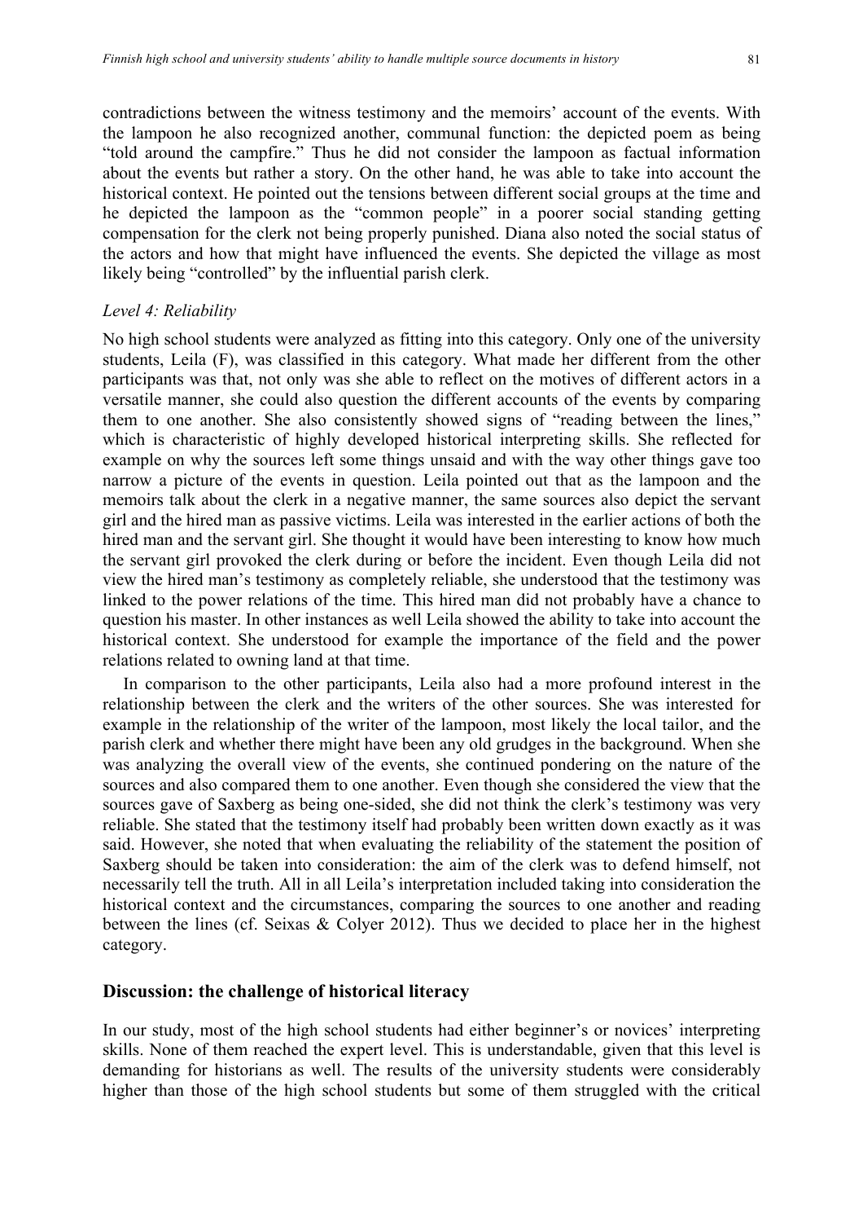contradictions between the witness testimony and the memoirs' account of the events. With the lampoon he also recognized another, communal function: the depicted poem as being "told around the campfire." Thus he did not consider the lampoon as factual information about the events but rather a story. On the other hand, he was able to take into account the historical context. He pointed out the tensions between different social groups at the time and he depicted the lampoon as the "common people" in a poorer social standing getting compensation for the clerk not being properly punished. Diana also noted the social status of the actors and how that might have influenced the events. She depicted the village as most likely being "controlled" by the influential parish clerk.

*Level 4: Reliability*

No high school students were analyzed as fitting into this category. Only one of the university students, Leila (F), was classified in this category. What made her different from the other participants was that, not only was she able to reflect on the motives of different actors in a versatile manner, she could also question the different accounts of the events by comparing them to one another. She also consistently showed signs of "reading between the lines," which is characteristic of highly developed historical interpreting skills. She reflected for example on why the sources left some things unsaid and with the way other things gave too narrow a picture of the events in question. Leila pointed out that as the lampoon and the memoirs talk about the clerk in a negative manner, the same sources also depict the servant girl and the hired man as passive victims. Leila was interested in the earlier actions of both the hired man and the servant girl. She thought it would have been interesting to know how much the servant girl provoked the clerk during or before the incident. Even though Leila did not view the hired man's testimony as completely reliable, she understood that the testimony was linked to the power relations of the time. This hired man did not probably have a chance to question his master. In other instances as well Leila showed the ability to take into account the historical context. She understood for example the importance of the field and the power relations related to owning land at that time.

In comparison to the other participants, Leila also had a more profound interest in the relationship between the clerk and the writers of the other sources. She was interested for example in the relationship of the writer of the lampoon, most likely the local tailor, and the parish clerk and whether there might have been any old grudges in the background. When she was analyzing the overall view of the events, she continued pondering on the nature of the sources and also compared them to one another. Even though she considered the view that the sources gave of Saxberg as being one-sided, she did not think the clerk's testimony was very reliable. She stated that the testimony itself had probably been written down exactly as it was said. However, she noted that when evaluating the reliability of the statement the position of Saxberg should be taken into consideration: the aim of the clerk was to defend himself, not necessarily tell the truth. All in all Leila's interpretation included taking into consideration the historical context and the circumstances, comparing the sources to one another and reading between the lines (cf. Seixas & Colyer 2012). Thus we decided to place her in the highest category.

## Discussion: the challenge of historical literacy

In our study, most of the high school students had either beginner's or novices' interpreting skills. None of them reached the expert level. This is understandable, given that this level is demanding for historians as well. The results of the university students were considerably higher than those of the high school students but some of them struggled with the critical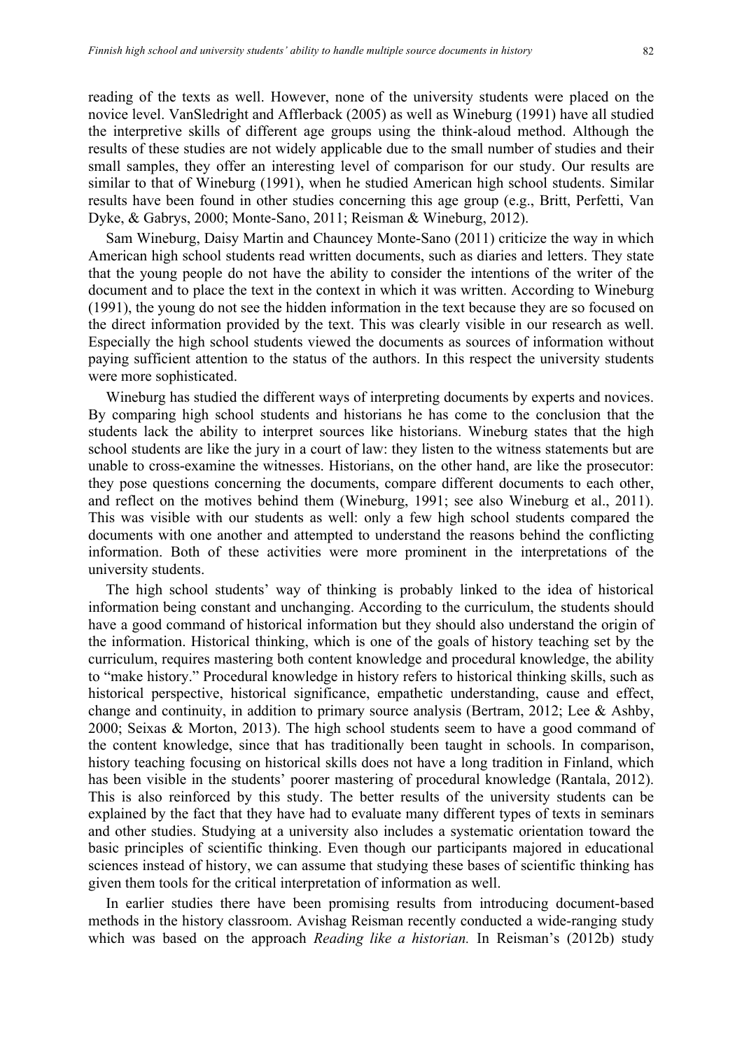reading of the texts as well. However, none of the university students were placed on the novice level. VanSledright and Afflerback (2005) as well as Wineburg (1991) have all studied the interpretive skills of different age groups using the think-aloud method. Although the results of these studies are not widely applicable due to the small number of studies and their small samples, they offer an interesting level of comparison for our study. Our results are similar to that of Wineburg (1991), when he studied American high school students. Similar results have been found in other studies concerning this age group (e.g., Britt, Perfetti, Van Dyke, & Gabrys, 2000; Monte-Sano, 2011; Reisman & Wineburg, 2012).

Sam Wineburg, Daisy Martin and Chauncey Monte-Sano (2011) criticize the way in which American high school students read written documents, such as diaries and letters. They state that the young people do not have the ability to consider the intentions of the writer of the document and to place the text in the context in which it was written. According to Wineburg (1991), the young do not see the hidden information in the text because they are so focused on the direct information provided by the text. This was clearly visible in our research as well. Especially the high school students viewed the documents as sources of information without paying sufficient attention to the status of the authors. In this respect the university students were more sophisticated.

Wineburg has studied the different ways of interpreting documents by experts and novices. By comparing high school students and historians he has come to the conclusion that the students lack the ability to interpret sources like historians. Wineburg states that the high school students are like the jury in a court of law: they listen to the witness statements but are unable to cross-examine the witnesses. Historians, on the other hand, are like the prosecutor: they pose questions concerning the documents, compare different documents to each other, and reflect on the motives behind them (Wineburg, 1991; see also Wineburg et al., 2011). This was visible with our students as well: only a few high school students compared the documents with one another and attempted to understand the reasons behind the conflicting information. Both of these activities were more prominent in the interpretations of the university students.

The high school students' way of thinking is probably linked to the idea of historical information being constant and unchanging. According to the curriculum, the students should have a good command of historical information but they should also understand the origin of the information. Historical thinking, which is one of the goals of history teaching set by the curriculum, requires mastering both content knowledge and procedural knowledge, the ability to "make history." Procedural knowledge in history refers to historical thinking skills, such as historical perspective, historical significance, empathetic understanding, cause and effect, change and continuity, in addition to primary source analysis (Bertram, 2012; Lee & Ashby, 2000; Seixas & Morton, 2013). The high school students seem to have a good command of the content knowledge, since that has traditionally been taught in schools. In comparison, history teaching focusing on historical skills does not have a long tradition in Finland, which has been visible in the students' poorer mastering of procedural knowledge (Rantala, 2012). This is also reinforced by this study. The better results of the university students can be explained by the fact that they have had to evaluate many different types of texts in seminars and other studies. Studying at a university also includes a systematic orientation toward the basic principles of scientific thinking. Even though our participants majored in educational sciences instead of history, we can assume that studying these bases of scientific thinking has given them tools for the critical interpretation of information as well.

In earlier studies there have been promising results from introducing document-based methods in the history classroom. Avishag Reisman recently conducted a wide-ranging study which was based on the approach *Reading like a historian.* In Reisman's (2012b) study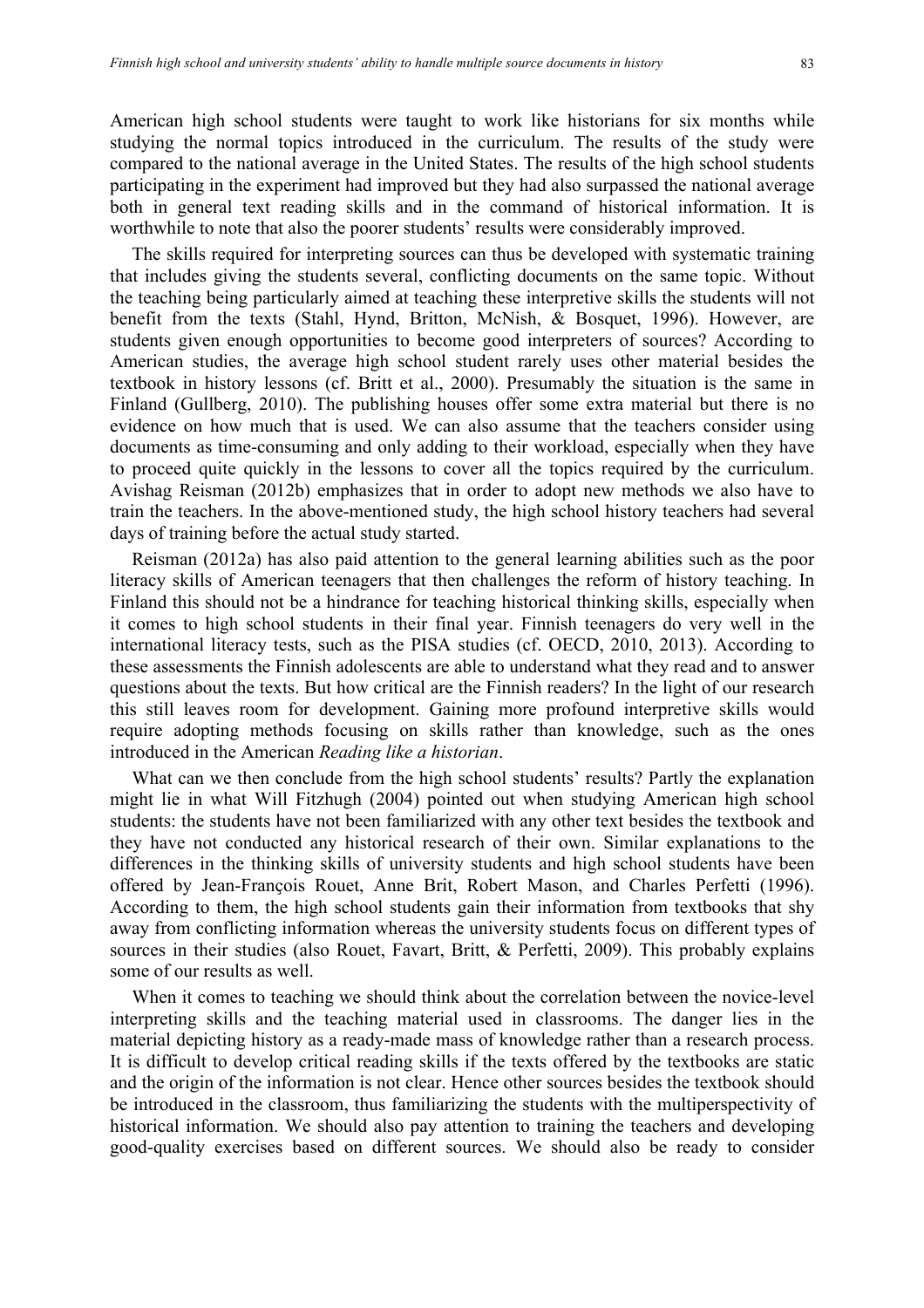American high school students were taught to work like historians for six months while studying the normal topics introduced in the curriculum. The results of the study were compared to the national average in the United States. The results of the high school students participating in the experiment had improved but they had also surpassed the national average both in general text reading skills and in the command of historical information. It is worthwhile to note that also the poorer students' results were considerably improved.

The skills required for interpreting sources can thus be developed with systematic training that includes giving the students several, conflicting documents on the same topic. Without the teaching being particularly aimed at teaching these interpretive skills the students will not benefit from the texts (Stahl, Hynd, Britton, McNish, & Bosquet, 1996). However, are students given enough opportunities to become good interpreters of sources? According to American studies, the average high school student rarely uses other material besides the textbook in history lessons (cf. Britt et al., 2000). Presumably the situation is the same in Finland (Gullberg, 2010). The publishing houses offer some extra material but there is no evidence on how much that is used. We can also assume that the teachers consider using documents as time-consuming and only adding to their workload, especially when they have to proceed quite quickly in the lessons to cover all the topics required by the curriculum. Avishag Reisman (2012b) emphasizes that in order to adopt new methods we also have to train the teachers. In the above-mentioned study, the high school history teachers had several days of training before the actual study started.

Reisman (2012a) has also paid attention to the general learning abilities such as the poor literacy skills of American teenagers that then challenges the reform of history teaching. In Finland this should not be a hindrance for teaching historical thinking skills, especially when it comes to high school students in their final year. Finnish teenagers do very well in the international literacy tests, such as the PISA studies (cf. OECD, 2010, 2013). According to these assessments the Finnish adolescents are able to understand what they read and to answer questions about the texts. But how critical are the Finnish readers? In the light of our research this still leaves room for development. Gaining more profound interpretive skills would require adopting methods focusing on skills rather than knowledge, such as the ones introduced in the American *Reading like a historian*.

What can we then conclude from the high school students' results? Partly the explanation might lie in what Will Fitzhugh (2004) pointed out when studying American high school students: the students have not been familiarized with any other text besides the textbook and they have not conducted any historical research of their own. Similar explanations to the differences in the thinking skills of university students and high school students have been offered by Jean-François Rouet, Anne Brit, Robert Mason, and Charles Perfetti (1996). According to them, the high school students gain their information from textbooks that shy away from conflicting information whereas the university students focus on different types of sources in their studies (also Rouet, Favart, Britt, & Perfetti, 2009). This probably explains some of our results as well.

When it comes to teaching we should think about the correlation between the novice-level interpreting skills and the teaching material used in classrooms. The danger lies in the material depicting history as a ready-made mass of knowledge rather than a research process. It is difficult to develop critical reading skills if the texts offered by the textbooks are static and the origin of the information is not clear. Hence other sources besides the textbook should be introduced in the classroom, thus familiarizing the students with the multiperspectivity of historical information. We should also pay attention to training the teachers and developing good-quality exercises based on different sources. We should also be ready to consider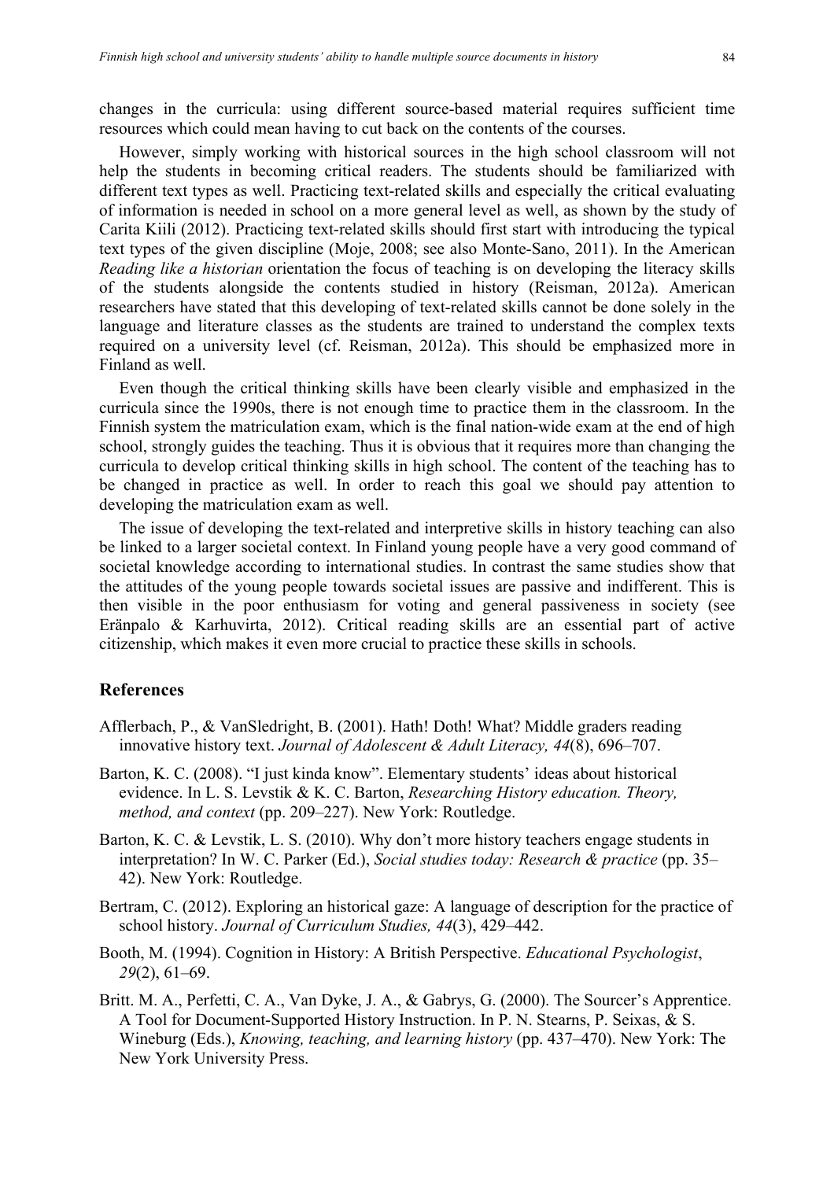changes in the curricula: using different source-based material requires sufficient time resources which could mean having to cut back on the contents of the courses.

However, simply working with historical sources in the high school classroom will not help the students in becoming critical readers. The students should be familiarized with different text types as well. Practicing text-related skills and especially the critical evaluating of information is needed in school on a more general level as well, as shown by the study of Carita Kiili (2012). Practicing text-related skills should first start with introducing the typical text types of the given discipline (Moje, 2008; see also Monte-Sano, 2011). In the American *Reading like a historian* orientation the focus of teaching is on developing the literacy skills of the students alongside the contents studied in history (Reisman, 2012a). American researchers have stated that this developing of text-related skills cannot be done solely in the language and literature classes as the students are trained to understand the complex texts required on a university level (cf. Reisman, 2012a). This should be emphasized more in Finland as well.

Even though the critical thinking skills have been clearly visible and emphasized in the curricula since the 1990s, there is not enough time to practice them in the classroom. In the Finnish system the matriculation exam, which is the final nation-wide exam at the end of high school, strongly guides the teaching. Thus it is obvious that it requires more than changing the curricula to develop critical thinking skills in high school. The content of the teaching has to be changed in practice as well. In order to reach this goal we should pay attention to developing the matriculation exam as well.

The issue of developing the text-related and interpretive skills in history teaching can also be linked to a larger societal context. In Finland young people have a very good command of societal knowledge according to international studies. In contrast the same studies show that the attitudes of the young people towards societal issues are passive and indifferent. This is then visible in the poor enthusiasm for voting and general passiveness in society (see Eränpalo & Karhuvirta, 2012). Critical reading skills are an essential part of active citizenship, which makes it even more crucial to practice these skills in schools.

## References

Afflerbach, P., & VanSledright, B. (2001). Hath! Doth! What? Middle graders reading innovative history text. *Journal of Adolescent & Adult Literacy, 44*(8), 696–707.

Barton, K. C. (2008). "I just kinda know". Elementary students' ideas about historical evidence. In L. S. Levstik & K. C. Barton, *Researching History education. Theory, method, and context* (pp. 209–227). New York: Routledge.

Barton, K. C. & Levstik, L. S. (2010). Why don't more history teachers engage students in interpretation? In W. C. Parker (Ed.), *Social studies today: Research & practice* (pp. 35–42). New York: Routledge.

Bertram, C. (2012). Exploring an historical gaze: A language of description for the practice of school history. *Journal of Curriculum Studies, 44*(3), 429–442.

Booth, M. (1994). Cognition in History: A British Perspective. *Educational Psychologist*, *29*(2), 61–69.

Britt. M. A., Perfetti, C. A., Van Dyke, J. A., & Gabrys, G. (2000). The Sourcer's Apprentice. A Tool for Document-Supported History Instruction. In P. N. Stearns, P. Seixas, & S. Wineburg (Eds.), *Knowing, teaching, and learning history* (pp. 437–470). New York: The New York University Press.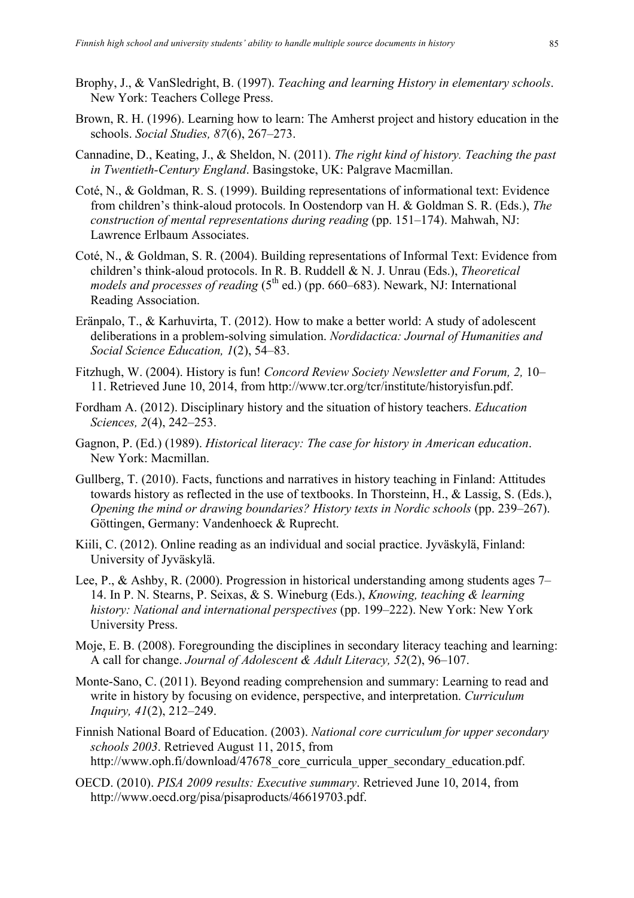Brophy, J., & VanSledright, B. (1997). *Teaching and learning History in elementary schools*. New York: Teachers College Press.

Brown, R. H. (1996). Learning how to learn: The Amherst project and history education in the schools. *Social Studies, 87*(6), 267–273.

Cannadine, D., Keating, J., & Sheldon, N. (2011). *The right kind of history. Teaching the past in Twentieth-Century England*. Basingstoke, UK: Palgrave Macmillan.

Coté, N., & Goldman, R. S. (1999). Building representations of informational text: Evidence from children's think-aloud protocols. In Oostendorp van H. & Goldman S. R. (Eds.), *The construction of mental representations during reading* (pp. 151–174). Mahwah, NJ: Lawrence Erlbaum Associates.

Coté, N., & Goldman, S. R. (2004). Building representations of Informal Text: Evidence from children's think-aloud protocols. In R. B. Ruddell & N. J. Unrau (Eds.), *Theoretical models and processes of reading* (5th ed.) (pp. 660–683). Newark, NJ: International Reading Association.

Eränpalo, T., & Karhuvirta, T. (2012). How to make a better world: A study of adolescent deliberations in a problem-solving simulation. *Nordidactica: Journal of Humanities and Social Science Education, 1*(2), 54–83.

Fitzhugh, W. (2004). History is fun! *Concord Review Society Newsletter and Forum, 2,* 10–11. Retrieved June 10, 2014, from http://www.tcr.org/tcr/institute/historyisfun.pdf.

Fordham A. (2012). Disciplinary history and the situation of history teachers. *Education Sciences, 2*(4), 242–253.

Gagnon, P. (Ed.) (1989). *Historical literacy: The case for history in American education*. New York: Macmillan.

Gullberg, T. (2010). Facts, functions and narratives in history teaching in Finland: Attitudes towards history as reflected in the use of textbooks. In Thorsteinn, H., & Lassig, S. (Eds.), *Opening the mind or drawing boundaries? History texts in Nordic schools* (pp. 239–267). Göttingen, Germany: Vandenhoeck & Ruprecht.

Kiili, C. (2012). Online reading as an individual and social practice. Jyväskylä, Finland: University of Jyväskylä.

Lee, P., & Ashby, R. (2000). Progression in historical understanding among students ages 7–14. In P. N. Stearns, P. Seixas, & S. Wineburg (Eds.), *Knowing, teaching & learning history: National and international perspectives* (pp. 199–222). New York: New York University Press.

Moje, E. B. (2008). Foregrounding the disciplines in secondary literacy teaching and learning: A call for change. *Journal of Adolescent & Adult Literacy, 52*(2), 96–107.

Monte-Sano, C. (2011). Beyond reading comprehension and summary: Learning to read and write in history by focusing on evidence, perspective, and interpretation. *Curriculum Inquiry, 41*(2), 212–249.

Finnish National Board of Education. (2003). *National core curriculum for upper secondary schools 2003*. Retrieved August 11, 2015, from http://www.oph.fi/download/47678_core_curricula_upper_secondary_education.pdf.

OECD. (2010). *PISA 2009 results: Executive summary*. Retrieved June 10, 2014, from http://www.oecd.org/pisa/pisaproducts/46619703.pdf.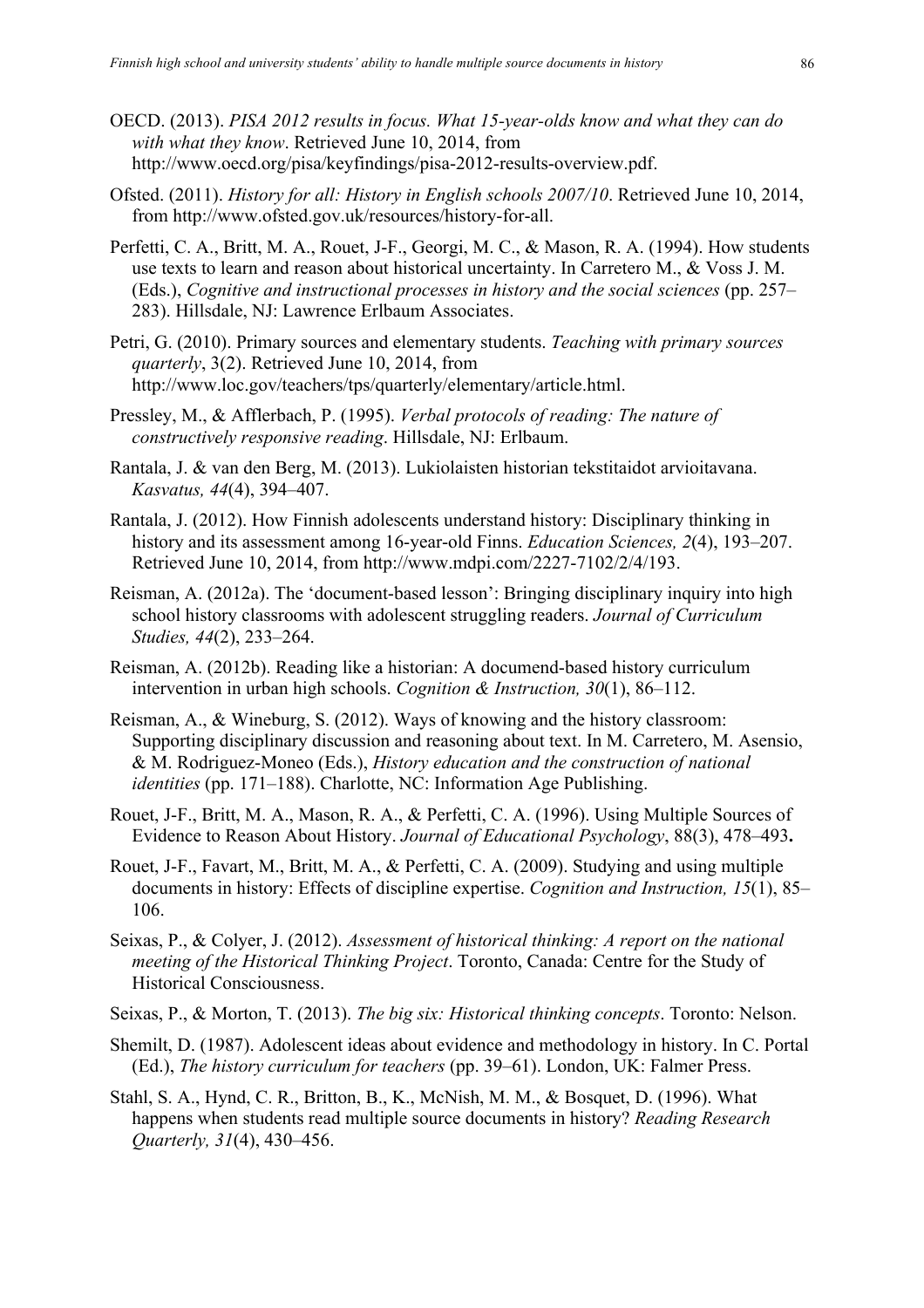OECD. (2013). *PISA 2012 results in focus. What 15-year-olds know and what they can do with what they know*. Retrieved June 10, 2014, from http://www.oecd.org/pisa/keyfindings/pisa-2012-results-overview.pdf.

Ofsted. (2011). *History for all: History in English schools 2007/10*. Retrieved June 10, 2014, from http://www.ofsted.gov.uk/resources/history-for-all.

Perfetti, C. A., Britt, M. A., Rouet, J-F., Georgi, M. C., & Mason, R. A. (1994). How students use texts to learn and reason about historical uncertainty. In Carretero M., & Voss J. M. (Eds.), *Cognitive and instructional processes in history and the social sciences* (pp. 257–283). Hillsdale, NJ: Lawrence Erlbaum Associates.

Petri, G. (2010). Primary sources and elementary students. *Teaching with primary sources quarterly*, 3(2). Retrieved June 10, 2014, from http://www.loc.gov/teachers/tps/quarterly/elementary/article.html.

Pressley, M., & Afflerbach, P. (1995). *Verbal protocols of reading: The nature of constructively responsive reading*. Hillsdale, NJ: Erlbaum.

Rantala, J. & van den Berg, M. (2013). Lukiolaisten historian tekstitaidot arvioitavana. *Kasvatus, 44*(4), 394–407.

Rantala, J. (2012). How Finnish adolescents understand history: Disciplinary thinking in history and its assessment among 16-year-old Finns. *Education Sciences, 2*(4), 193–207. Retrieved June 10, 2014, from http://www.mdpi.com/2227-7102/2/4/193.

Reisman, A. (2012a). The 'document-based lesson': Bringing disciplinary inquiry into high school history classrooms with adolescent struggling readers. *Journal of Curriculum Studies, 44*(2), 233–264.

Reisman, A. (2012b). Reading like a historian: A documend-based history curriculum intervention in urban high schools. *Cognition & Instruction, 30*(1), 86–112.

Reisman, A., & Wineburg, S. (2012). Ways of knowing and the history classroom: Supporting disciplinary discussion and reasoning about text. In M. Carretero, M. Asensio, & M. Rodriguez-Moneo (Eds.), *History education and the construction of national identities* (pp. 171–188). Charlotte, NC: Information Age Publishing.

Rouet, J-F., Britt, M. A., Mason, R. A., & Perfetti, C. A. (1996). Using Multiple Sources of Evidence to Reason About History. *Journal of Educational Psychology*, 88(3), 478–493**.**

Rouet, J-F., Favart, M., Britt, M. A., & Perfetti, C. A. (2009). Studying and using multiple documents in history: Effects of discipline expertise. *Cognition and Instruction, 15*(1), 85–106.

Seixas, P., & Colyer, J. (2012). *Assessment of historical thinking: A report on the national meeting of the Historical Thinking Project*. Toronto, Canada: Centre for the Study of Historical Consciousness.

Seixas, P., & Morton, T. (2013). *The big six: Historical thinking concepts*. Toronto: Nelson.

Shemilt, D. (1987). Adolescent ideas about evidence and methodology in history. In C. Portal (Ed.), *The history curriculum for teachers* (pp. 39–61). London, UK: Falmer Press.

Stahl, S. A., Hynd, C. R., Britton, B., K., McNish, M. M., & Bosquet, D. (1996). What happens when students read multiple source documents in history? *Reading Research Quarterly, 31*(4), 430–456.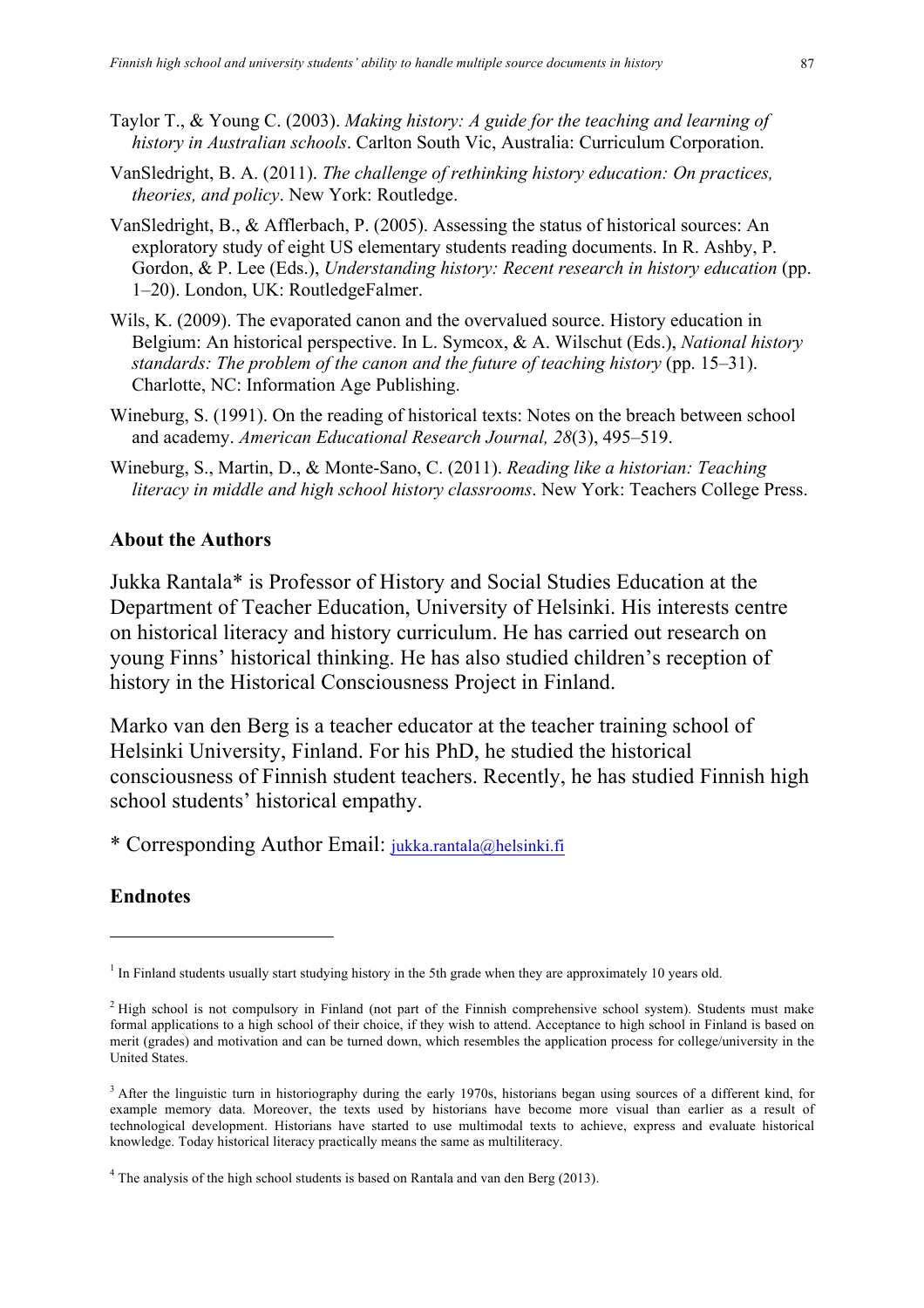Taylor T., & Young C. (2003). *Making history: A guide for the teaching and learning of history in Australian schools*. Carlton South Vic, Australia: Curriculum Corporation.

VanSledright, B. A. (2011). *The challenge of rethinking history education: On practices, theories, and policy*. New York: Routledge.

VanSledright, B., & Afflerbach, P. (2005). Assessing the status of historical sources: An exploratory study of eight US elementary students reading documents. In R. Ashby, P. Gordon, & P. Lee (Eds.), *Understanding history: Recent research in history education* (pp. 1–20). London, UK: RoutledgeFalmer.

Wils, K. (2009). The evaporated canon and the overvalued source. History education in Belgium: An historical perspective. In L. Symcox, & A. Wilschut (Eds.), *National history standards: The problem of the canon and the future of teaching history* (pp. 15–31). Charlotte, NC: Information Age Publishing.

Wineburg, S. (1991). On the reading of historical texts: Notes on the breach between school and academy. *American Educational Research Journal, 28*(3), 495–519.

Wineburg, S., Martin, D., & Monte-Sano, C. (2011). *Reading like a historian: Teaching literacy in middle and high school history classrooms*. New York: Teachers College Press.

### About the Authors

Jukka Rantala* is Professor of History and Social Studies Education at the Department of Teacher Education, University of Helsinki. His interests centre on historical literacy and history curriculum. He has carried out research on young Finns' historical thinking. He has also studied children's reception of history in the Historical Consciousness Project in Finland.

Marko van den Berg is a teacher educator at the teacher training school of Helsinki University, Finland. For his PhD, he studied the historical consciousness of Finnish student teachers. Recently, he has studied Finnish high school students' historical empathy.

* Corresponding Author Email: jukka.rantala@helsinki.fi

### Endnotes

[1] In Finland students usually start studying history in the 5th grade when they are approximately 10 years old.

[2] High school is not compulsory in Finland (not part of the Finnish comprehensive school system). Students must make formal applications to a high school of their choice, if they wish to attend. Acceptance to high school in Finland is based on merit (grades) and motivation and can be turned down, which resembles the application process for college/university in the United States.

[3] After the linguistic turn in historiography during the early 1970s, historians began using sources of a different kind, for example memory data. Moreover, the texts used by historians have become more visual than earlier as a result of technological development. Historians have started to use multimodal texts to achieve, express and evaluate historical knowledge. Today historical literacy practically means the same as multiliteracy.

[4] The analysis of the high school students is based on Rantala and van den Berg (2013).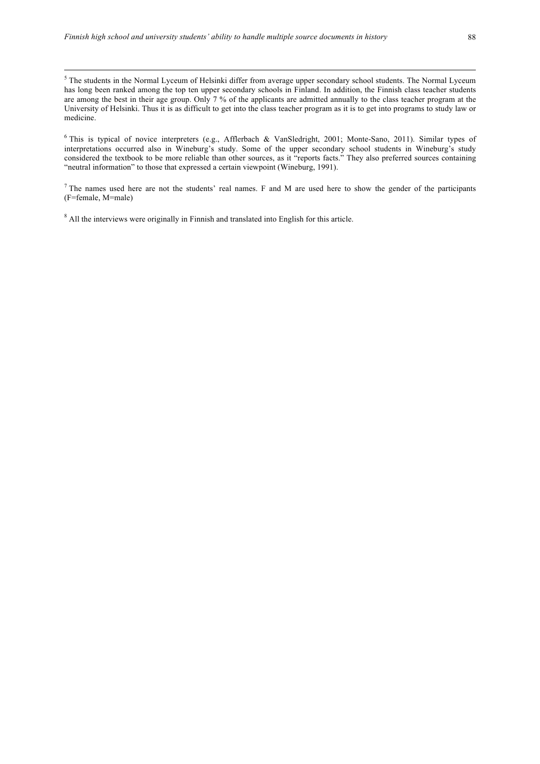[5] The students in the Normal Lyceum of Helsinki differ from average upper secondary school students. The Normal Lyceum has long been ranked among the top ten upper secondary schools in Finland. In addition, the Finnish class teacher students are among the best in their age group. Only 7 % of the applicants are admitted annually to the class teacher program at the University of Helsinki. Thus it is as difficult to get into the class teacher program as it is to get into programs to study law or medicine.

[6] This is typical of novice interpreters (e.g., Afflerbach & VanSledright, 2001; Monte-Sano, 2011). Similar types of interpretations occurred also in Wineburg's study. Some of the upper secondary school students in Wineburg's study considered the textbook to be more reliable than other sources, as it "reports facts." They also preferred sources containing "neutral information" to those that expressed a certain viewpoint (Wineburg, 1991).

[7] The names used here are not the students' real names. F and M are used here to show the gender of the participants (F=female, M=male)

[8] All the interviews were originally in Finnish and translated into English for this article.